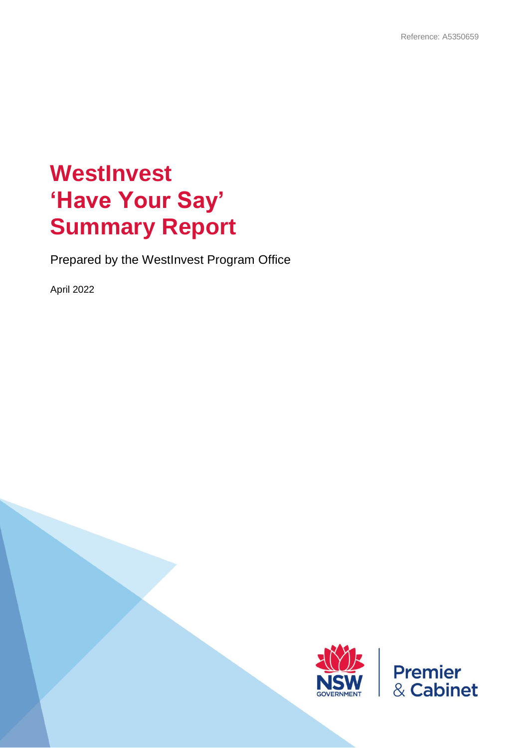Reference: A5350659

# WestInvest 'Have Your Say' Summary Report

Prepared by the WestInvest Program Office

April 2022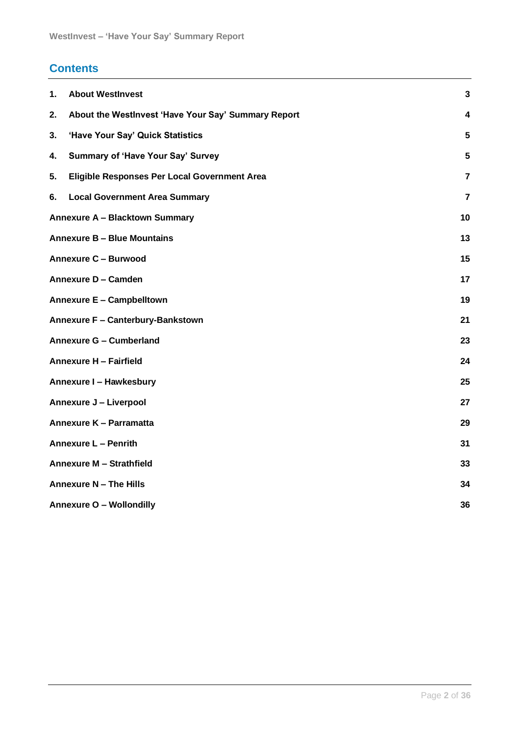## Contents

| | | |
|---|---|---|
| **1.** | **About WestInvest** | **3** |
| **2.** | **About the WestInvest 'Have Your Say' Summary Report** | **4** |
| **3.** | **'Have Your Say' Quick Statistics** | **5** |
| **4.** | **Summary of 'Have Your Say' Survey** | **5** |
| **5.** | **Eligible Responses Per Local Government Area** | **7** |
| **6.** | **Local Government Area Summary** | **7** |
| **Annexure A – Blacktown Summary** | | **10** |
| **Annexure B – Blue Mountains** | | **13** |
| **Annexure C – Burwood** | | **15** |
| **Annexure D – Camden** | | **17** |
| **Annexure E – Campbelltown** | | **19** |
| **Annexure F – Canterbury-Bankstown** | | **21** |
| **Annexure G – Cumberland** | | **23** |
| **Annexure H – Fairfield** | | **24** |
| **Annexure I – Hawkesbury** | | **25** |
| **Annexure J – Liverpool** | | **27** |
| **Annexure K – Parramatta** | | **29** |
| **Annexure L – Penrith** | | **31** |
| **Annexure M – Strathfield** | | **33** |
| **Annexure N – The Hills** | | **34** |
| **Annexure O – Wollondilly** | | **36** |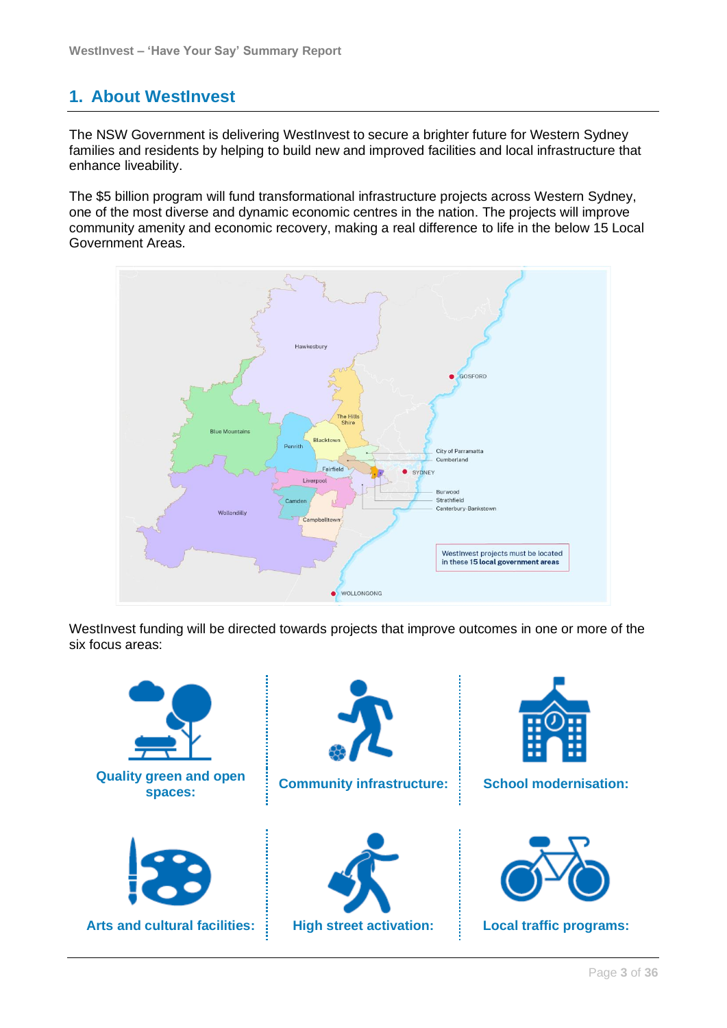# 1. About WestInvest

The NSW Government is delivering WestInvest to secure a brighter future for Western Sydney families and residents by helping to build new and improved facilities and local infrastructure that enhance liveability.

The $5 billion program will fund transformational infrastructure projects across Western Sydney, one of the most diverse and dynamic economic centres in the nation. The projects will improve community amenity and economic recovery, making a real difference to life in the below 15 Local Government Areas.

WestInvest funding will be directed towards projects that improve outcomes in one or more of the six focus areas:

- **Quality green and open spaces:**
- **Community infrastructure:**
- **School modernisation:**
- **Arts and cultural facilities:**
- **High street activation:**
- **Local traffic programs:**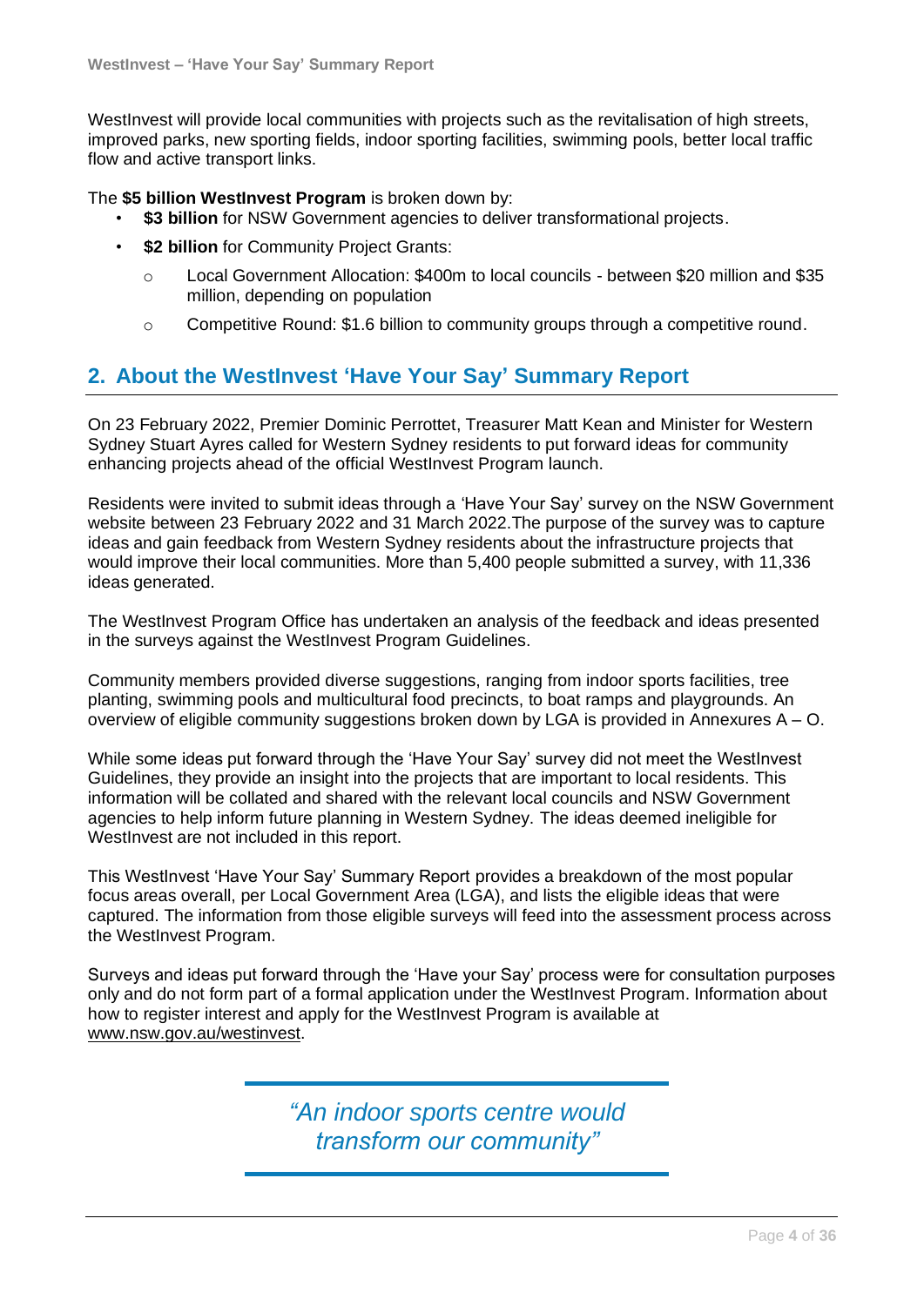WestInvest will provide local communities with projects such as the revitalisation of high streets, improved parks, new sporting fields, indoor sporting facilities, swimming pools, better local traffic flow and active transport links.

The **$5 billion WestInvest Program** is broken down by:

- **$3 billion** for NSW Government agencies to deliver transformational projects.
- **$2 billion** for Community Project Grants:
  - Local Government Allocation: $400m to local councils - between $20 million and $35 million, depending on population
  - Competitive Round: $1.6 billion to community groups through a competitive round.

## 2. About the WestInvest 'Have Your Say' Summary Report

On 23 February 2022, Premier Dominic Perrottet, Treasurer Matt Kean and Minister for Western Sydney Stuart Ayres called for Western Sydney residents to put forward ideas for community enhancing projects ahead of the official WestInvest Program launch.

Residents were invited to submit ideas through a 'Have Your Say' survey on the NSW Government website between 23 February 2022 and 31 March 2022.The purpose of the survey was to capture ideas and gain feedback from Western Sydney residents about the infrastructure projects that would improve their local communities. More than 5,400 people submitted a survey, with 11,336 ideas generated.

The WestInvest Program Office has undertaken an analysis of the feedback and ideas presented in the surveys against the WestInvest Program Guidelines.

Community members provided diverse suggestions, ranging from indoor sports facilities, tree planting, swimming pools and multicultural food precincts, to boat ramps and playgrounds. An overview of eligible community suggestions broken down by LGA is provided in Annexures A – O.

While some ideas put forward through the 'Have Your Say' survey did not meet the WestInvest Guidelines, they provide an insight into the projects that are important to local residents. This information will be collated and shared with the relevant local councils and NSW Government agencies to help inform future planning in Western Sydney. The ideas deemed ineligible for WestInvest are not included in this report.

This WestInvest 'Have Your Say' Summary Report provides a breakdown of the most popular focus areas overall, per Local Government Area (LGA), and lists the eligible ideas that were captured. The information from those eligible surveys will feed into the assessment process across the WestInvest Program.

Surveys and ideas put forward through the 'Have your Say' process were for consultation purposes only and do not form part of a formal application under the WestInvest Program. Information about how to register interest and apply for the WestInvest Program is available at www.nsw.gov.au/westinvest.

> *"An indoor sports centre would transform our community"*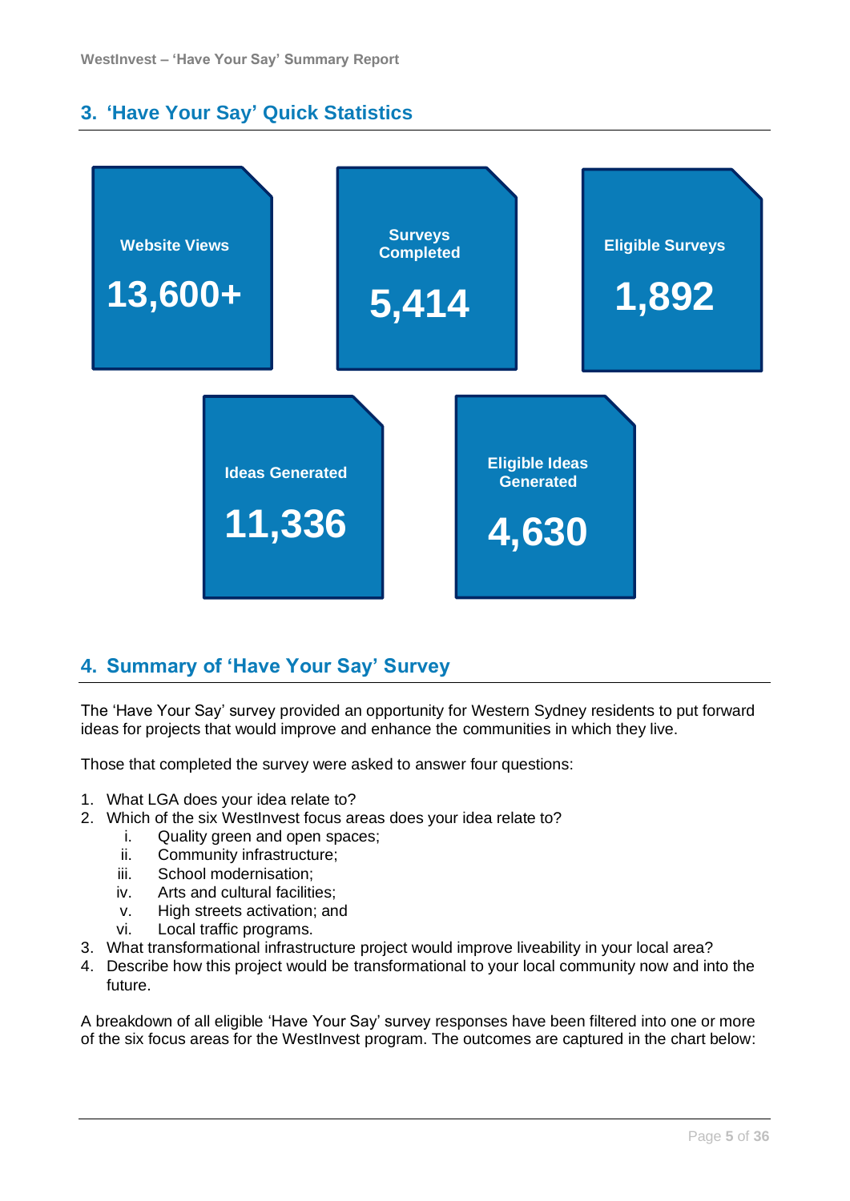## 3. 'Have Your Say' Quick Statistics

**Website Views**
**13,600+**

**Surveys Completed**
**5,414**

**Eligible Surveys**
**1,892**

**Ideas Generated**
**11,336**

**Eligible Ideas Generated**
**4,630**

## 4. Summary of 'Have Your Say' Survey

The 'Have Your Say' survey provided an opportunity for Western Sydney residents to put forward ideas for projects that would improve and enhance the communities in which they live.

Those that completed the survey were asked to answer four questions:

1. What LGA does your idea relate to?
2. Which of the six WestInvest focus areas does your idea relate to?
   i. Quality green and open spaces;
   ii. Community infrastructure;
   iii. School modernisation;
   iv. Arts and cultural facilities;
   v. High streets activation; and
   vi. Local traffic programs.
3. What transformational infrastructure project would improve liveability in your local area?
4. Describe how this project would be transformational to your local community now and into the future.

A breakdown of all eligible 'Have Your Say' survey responses have been filtered into one or more of the six focus areas for the WestInvest program. The outcomes are captured in the chart below: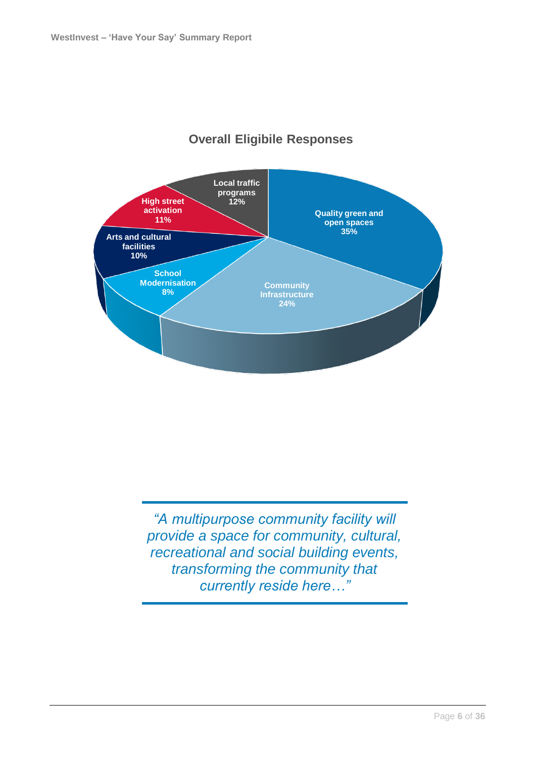## Overall Eligibile Responses

| Category | Percentage |
| --- | --- |
| Quality green and open spaces | 35% |
| Community Infrastructure | 24% |
| School Modernisation | 8% |
| Arts and cultural facilities | 10% |
| High street activation | 11% |
| Local traffic programs | 12% |

*"A multipurpose community facility will provide a space for community, cultural, recreational and social building events, transforming the community that currently reside here…"*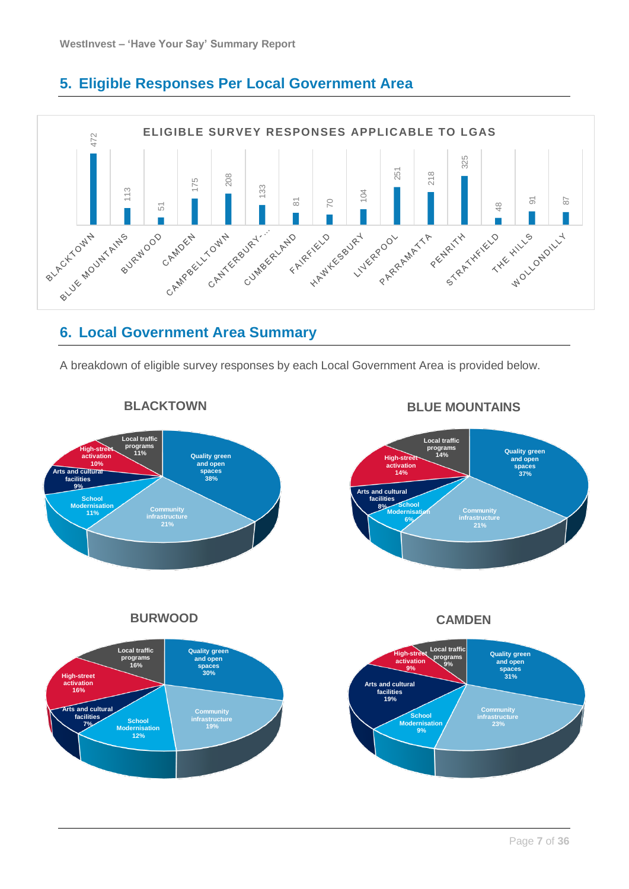## 5. Eligible Responses Per Local Government Area

**ELIGIBLE SURVEY RESPONSES APPLICABLE TO LGAS**

| LGA | Responses |
|---|---|
| BLACKTOWN | 472 |
| BLUE MOUNTAINS | 113 |
| BURWOOD | 51 |
| CAMDEN | 175 |
| CAMPBELLTOWN | 208 |
| CANTERBURY-... | 133 |
| CUMBERLAND | 81 |
| FAIRFIELD | 70 |
| HAWKESBURY | 104 |
| LIVERPOOL | 251 |
| PARRAMATTA | 218 |
| PENRITH | 325 |
| STRATHFIELD | 48 |
| THE HILLS | 91 |
| WOLLONDILLY | 87 |

## 6. Local Government Area Summary

A breakdown of eligible survey responses by each Local Government Area is provided below.

**BLACKTOWN**

| Category | Share |
|---|---|
| Quality green and open spaces | 38% |
| Community infrastructure | 21% |
| School Modernisation | 11% |
| Arts and cultural facilities | 9% |
| High-street activation | 10% |
| Local traffic programs | 11% |

**BLUE MOUNTAINS**

| Category | Share |
|---|---|
| Quality green and open spaces | 37% |
| Community infrastructure | 21% |
| School Modernisation | 6% |
| Arts and cultural facilities | 8% |
| High-street activation | 14% |
| Local traffic programs | 14% |

**BURWOOD**

| Category | Share |
|---|---|
| Quality green and open spaces | 30% |
| Community infrastructure | 19% |
| School Modernisation | 12% |
| Arts and cultural facilities | 7% |
| High-street activation | 16% |
| Local traffic programs | 16% |

**CAMDEN**

| Category | Share |
|---|---|
| Quality green and open spaces | 31% |
| Community infrastructure | 23% |
| School Modernisation | 9% |
| Arts and cultural facilities | 19% |
| High-street activation | 9% |
| Local traffic programs | 9% |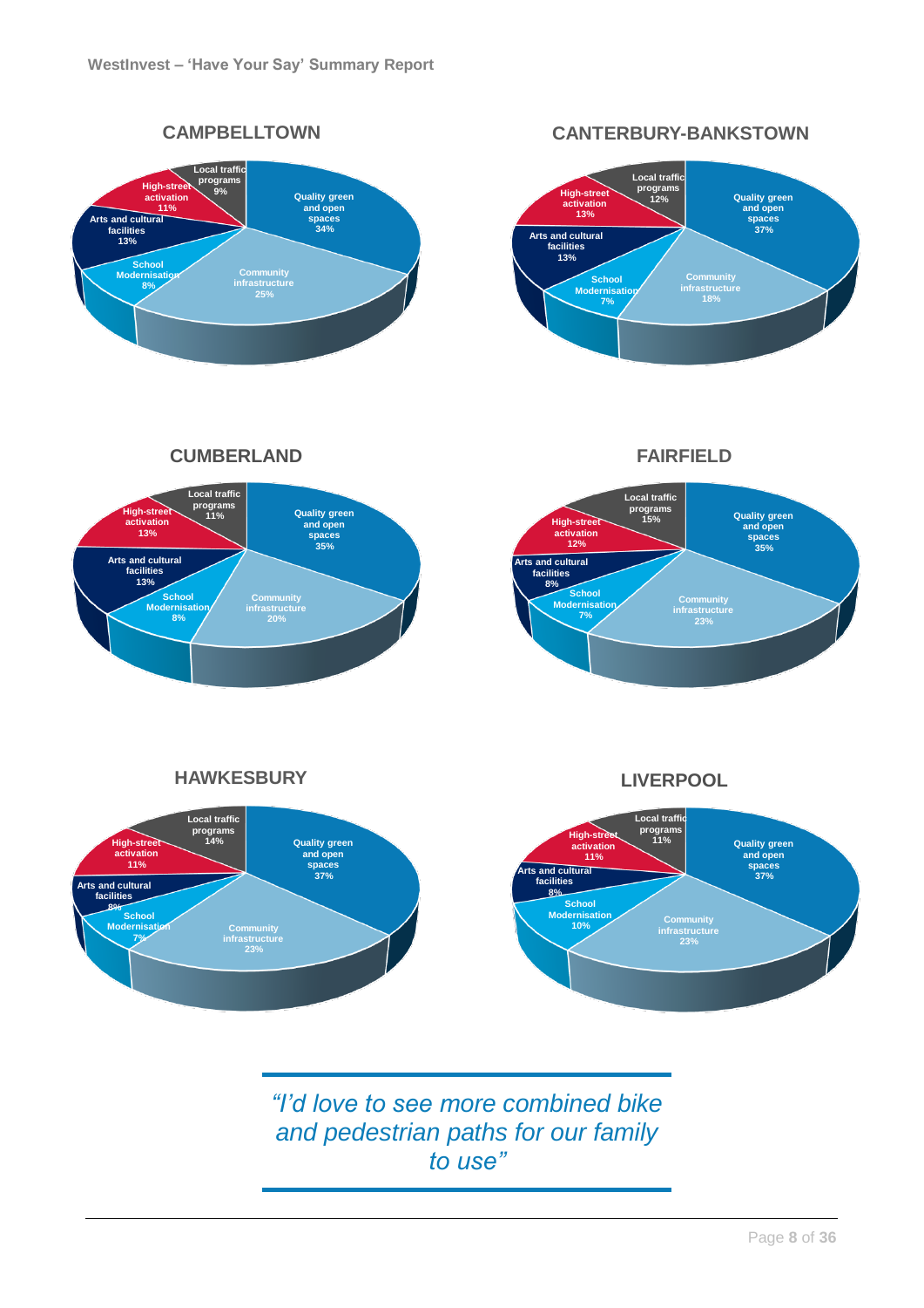## CAMPBELLTOWN

| Category | Percentage |
| --- | --- |
| Quality green and open spaces | 34% |
| Community infrastructure | 25% |
| School Modernisation | 8% |
| Arts and cultural facilities | 13% |
| High-street activation | 11% |
| Local traffic programs | 9% |

## CANTERBURY-BANKSTOWN

| Category | Percentage |
| --- | --- |
| Quality green and open spaces | 37% |
| Community infrastructure | 18% |
| School Modernisation | 7% |
| Arts and cultural facilities | 13% |
| High-street activation | 13% |
| Local traffic programs | 12% |

## CUMBERLAND

| Category | Percentage |
| --- | --- |
| Quality green and open spaces | 35% |
| Community infrastructure | 20% |
| School Modernisation | 8% |
| Arts and cultural facilities | 13% |
| High-street activation | 13% |
| Local traffic programs | 11% |

## FAIRFIELD

| Category | Percentage |
| --- | --- |
| Quality green and open spaces | 35% |
| Community infrastructure | 23% |
| School Modernisation | 7% |
| Arts and cultural facilities | 8% |
| High-street activation | 12% |
| Local traffic programs | 15% |

## HAWKESBURY

| Category | Percentage |
| --- | --- |
| Quality green and open spaces | 37% |
| Community infrastructure | 23% |
| School Modernisation | 7% |
| Arts and cultural facilities | 8% |
| High-street activation | 11% |
| Local traffic programs | 14% |

## LIVERPOOL

| Category | Percentage |
| --- | --- |
| Quality green and open spaces | 37% |
| Community infrastructure | 23% |
| School Modernisation | 10% |
| Arts and cultural facilities | 8% |
| High-street activation | 11% |
| Local traffic programs | 11% |

> *"I'd love to see more combined bike and pedestrian paths for our family to use"*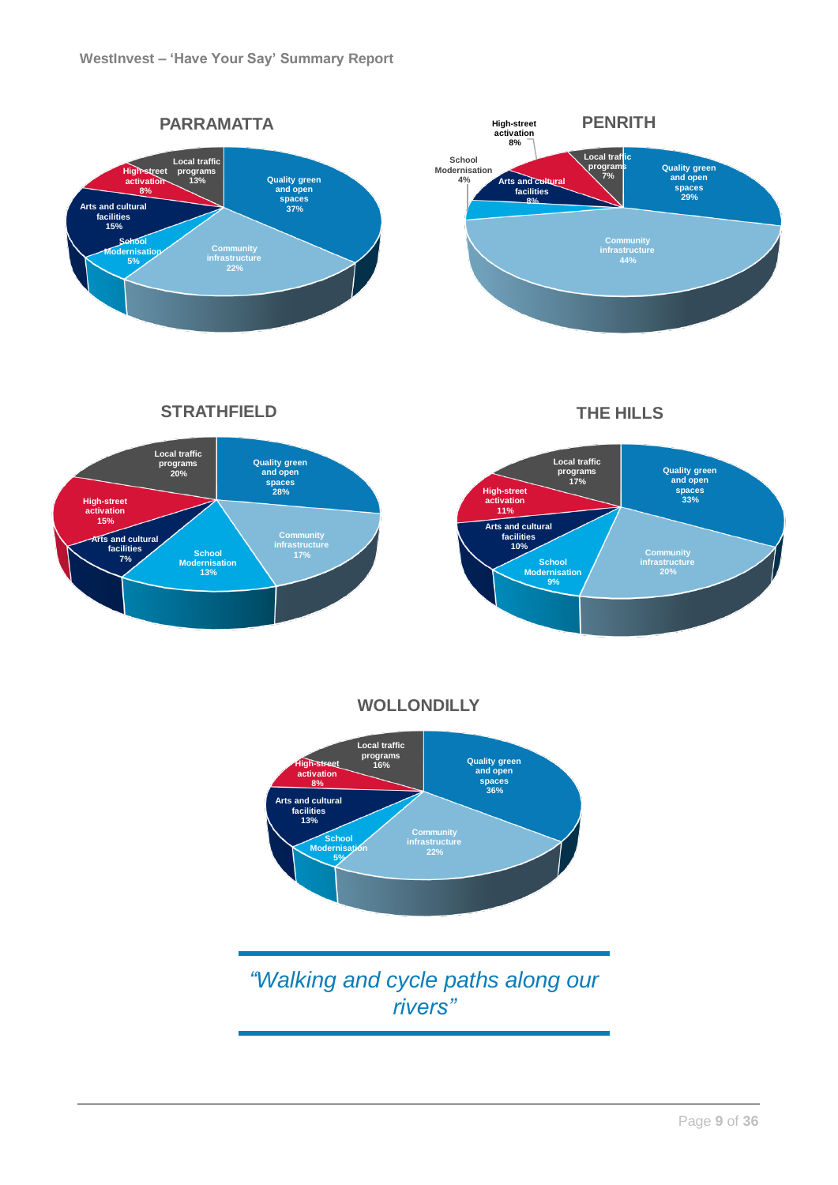**PARRAMATTA**

- Quality green and open spaces 37%
- Community infrastructure 22%
- School Modernisation 5%
- Arts and cultural facilities 15%
- High-street activation 8%
- Local traffic programs 13%

**PENRITH**

- Quality green and open spaces 29%
- Community infrastructure 44%
- School Modernisation 4%
- Arts and cultural facilities 8%
- High-street activation 8%
- Local traffic programs 7%

**STRATHFIELD**

- Quality green and open spaces 28%
- Community infrastructure 17%
- School Modernisation 13%
- Arts and cultural facilities 7%
- High-street activation 15%
- Local traffic programs 20%

**THE HILLS**

- Quality green and open spaces 33%
- Community infrastructure 20%
- School Modernisation 9%
- Arts and cultural facilities 10%
- High-street activation 11%
- Local traffic programs 17%

**WOLLONDILLY**

- Quality green and open spaces 36%
- Community infrastructure 22%
- School Modernisation 5%
- Arts and cultural facilities 13%
- High-street activation 8%
- Local traffic programs 16%

> *"Walking and cycle paths along our rivers"*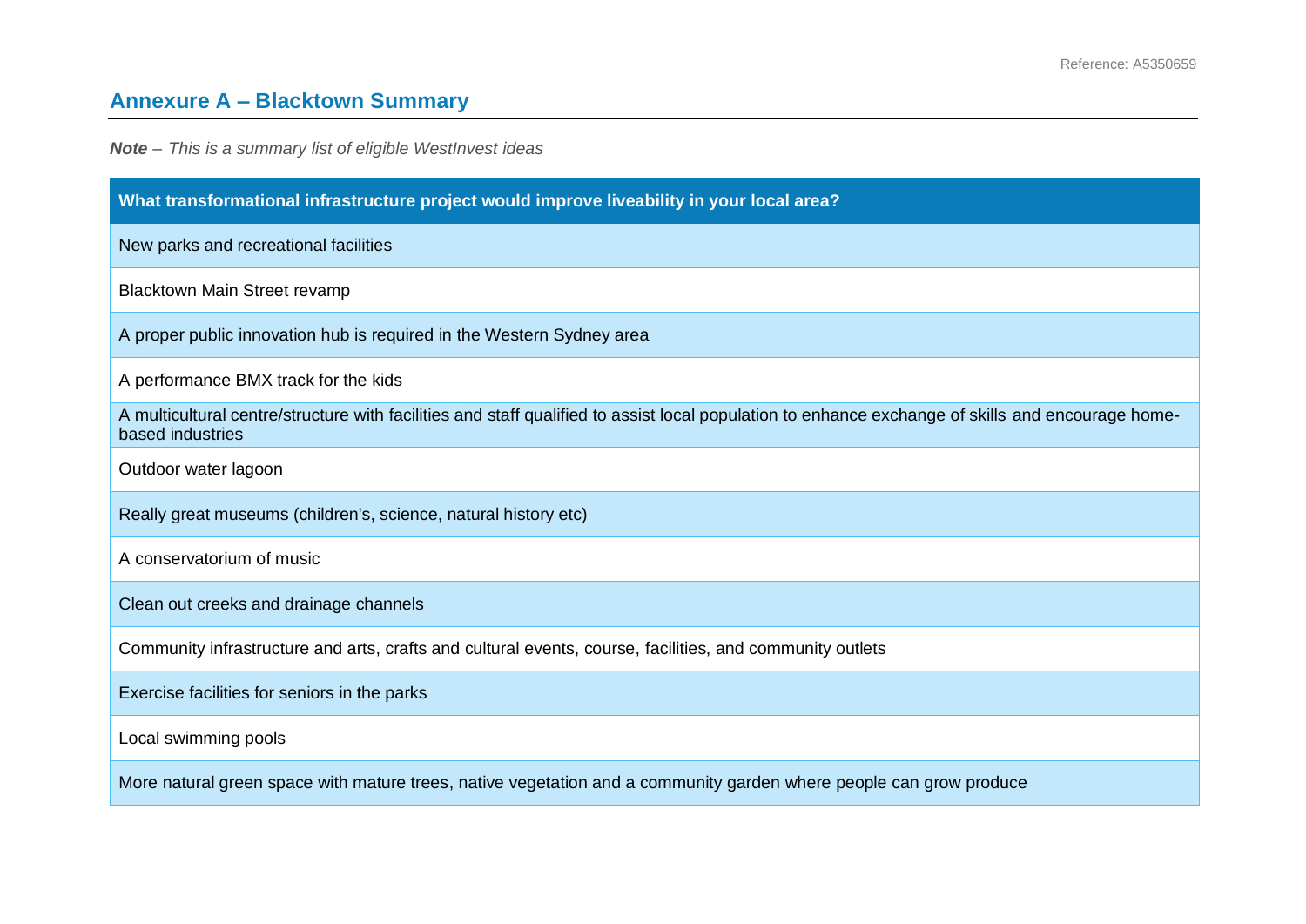## Annexure A – Blacktown Summary

***Note** – This is a summary list of eligible WestInvest ideas*

| What transformational infrastructure project would improve liveability in your local area? |
| --- |
| New parks and recreational facilities |
| Blacktown Main Street revamp |
| A proper public innovation hub is required in the Western Sydney area |
| A performance BMX track for the kids |
| A multicultural centre/structure with facilities and staff qualified to assist local population to enhance exchange of skills and encourage home-based industries |
| Outdoor water lagoon |
| Really great museums (children's, science, natural history etc) |
| A conservatorium of music |
| Clean out creeks and drainage channels |
| Community infrastructure and arts, crafts and cultural events, course, facilities, and community outlets |
| Exercise facilities for seniors in the parks |
| Local swimming pools |
| More natural green space with mature trees, native vegetation and a community garden where people can grow produce |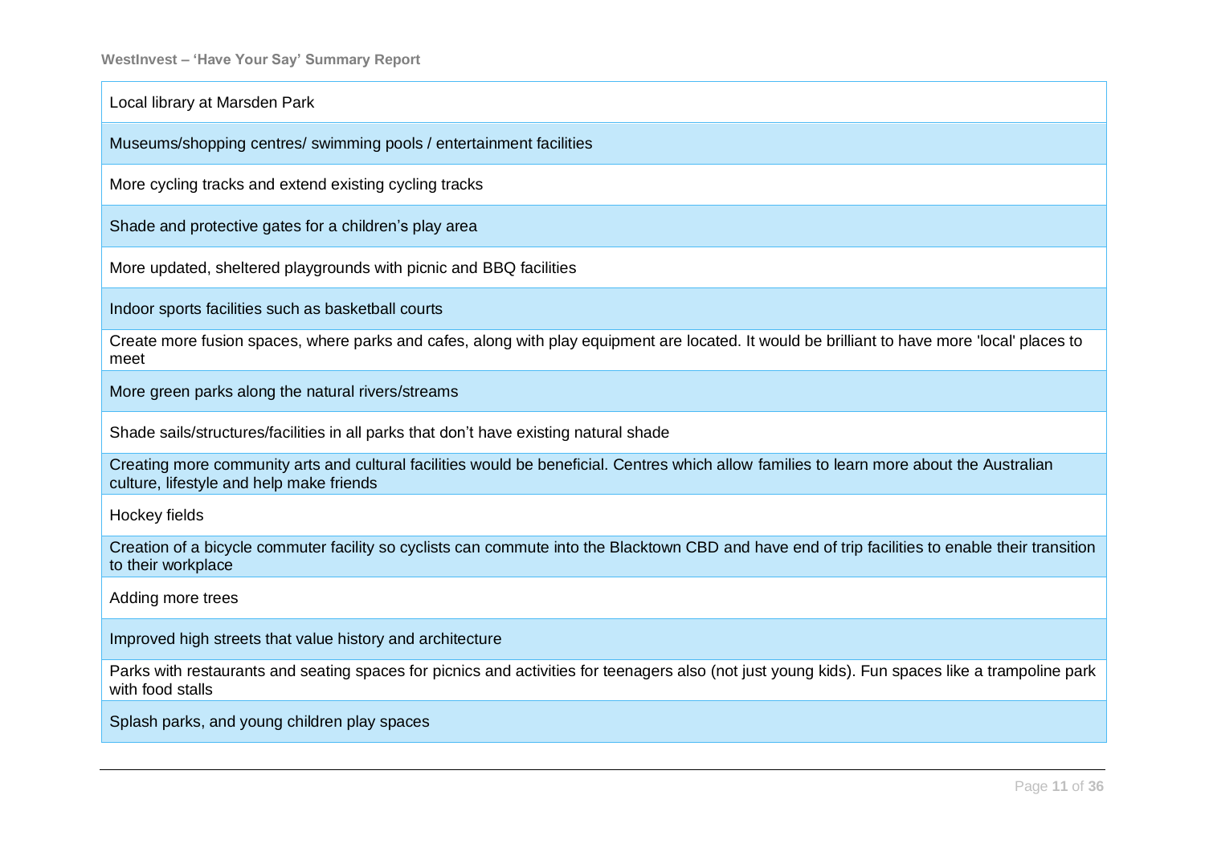| |
|---|
| Local library at Marsden Park |
| Museums/shopping centres/ swimming pools / entertainment facilities |
| More cycling tracks and extend existing cycling tracks |
| Shade and protective gates for a children's play area |
| More updated, sheltered playgrounds with picnic and BBQ facilities |
| Indoor sports facilities such as basketball courts |
| Create more fusion spaces, where parks and cafes, along with play equipment are located. It would be brilliant to have more 'local' places to meet |
| More green parks along the natural rivers/streams |
| Shade sails/structures/facilities in all parks that don't have existing natural shade |
| Creating more community arts and cultural facilities would be beneficial. Centres which allow families to learn more about the Australian culture, lifestyle and help make friends |
| Hockey fields |
| Creation of a bicycle commuter facility so cyclists can commute into the Blacktown CBD and have end of trip facilities to enable their transition to their workplace |
| Adding more trees |
| Improved high streets that value history and architecture |
| Parks with restaurants and seating spaces for picnics and activities for teenagers also (not just young kids). Fun spaces like a trampoline park with food stalls |
| Splash parks, and young children play spaces |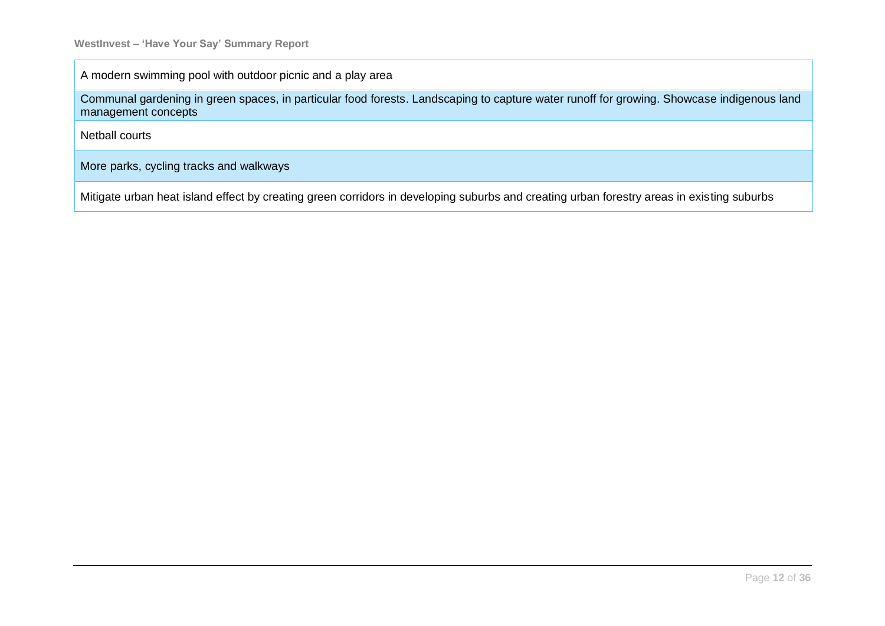| A modern swimming pool with outdoor picnic and a play area |
|---|
| Communal gardening in green spaces, in particular food forests. Landscaping to capture water runoff for growing. Showcase indigenous land management concepts |
| Netball courts |
| More parks, cycling tracks and walkways |
| Mitigate urban heat island effect by creating green corridors in developing suburbs and creating urban forestry areas in existing suburbs |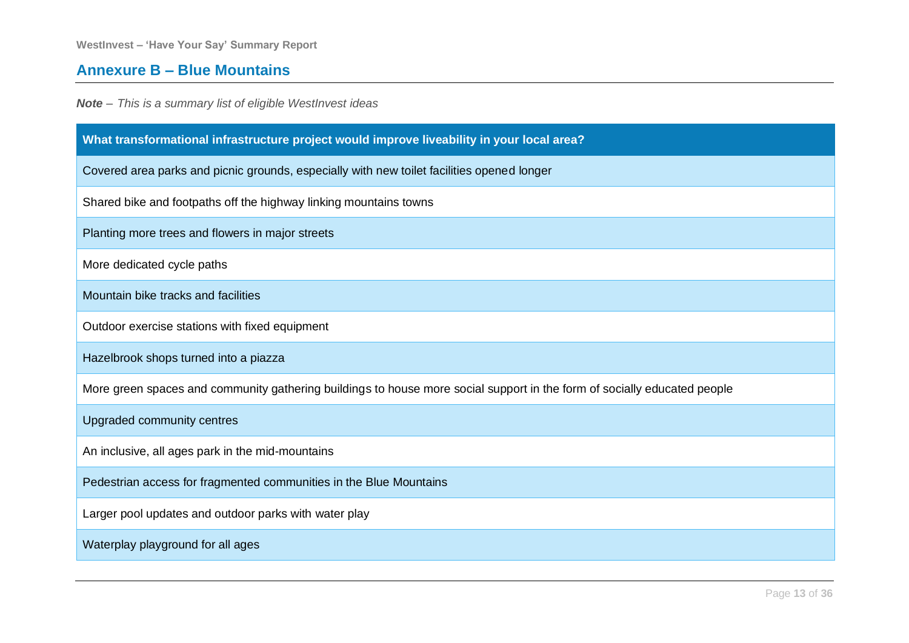## Annexure B – Blue Mountains

***Note** – This is a summary list of eligible WestInvest ideas*

| What transformational infrastructure project would improve liveability in your local area? |
| --- |
| Covered area parks and picnic grounds, especially with new toilet facilities opened longer |
| Shared bike and footpaths off the highway linking mountains towns |
| Planting more trees and flowers in major streets |
| More dedicated cycle paths |
| Mountain bike tracks and facilities |
| Outdoor exercise stations with fixed equipment |
| Hazelbrook shops turned into a piazza |
| More green spaces and community gathering buildings to house more social support in the form of socially educated people |
| Upgraded community centres |
| An inclusive, all ages park in the mid-mountains |
| Pedestrian access for fragmented communities in the Blue Mountains |
| Larger pool updates and outdoor parks with water play |
| Waterplay playground for all ages |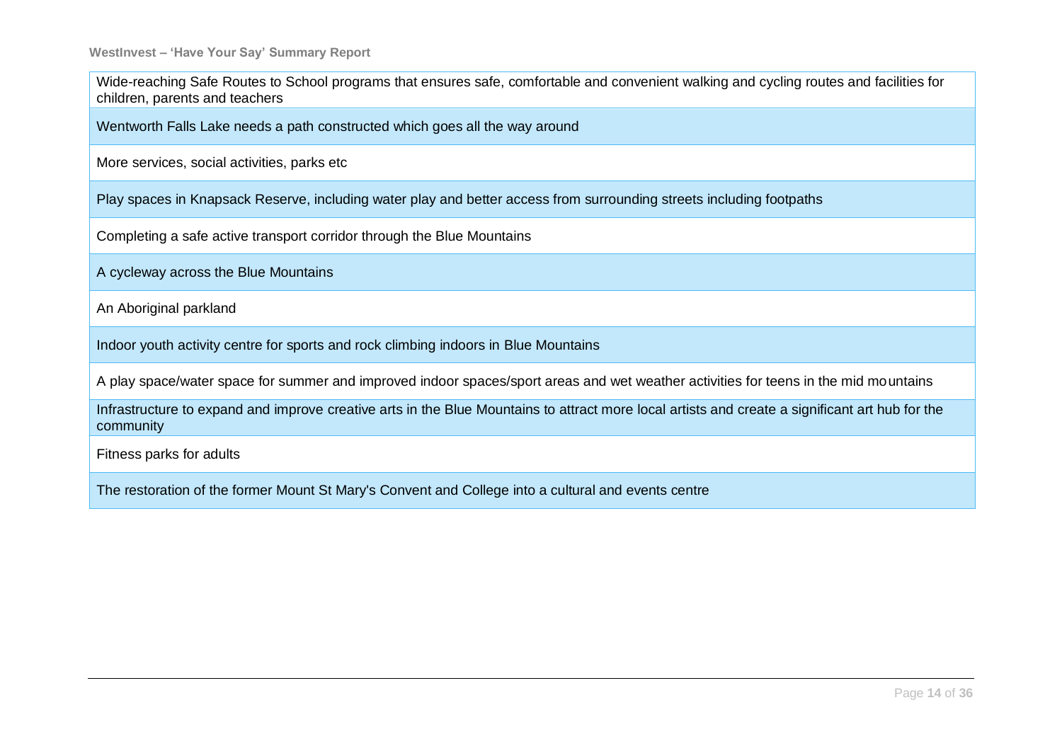| |
|---|
| Wide-reaching Safe Routes to School programs that ensures safe, comfortable and convenient walking and cycling routes and facilities for children, parents and teachers |
| Wentworth Falls Lake needs a path constructed which goes all the way around |
| More services, social activities, parks etc |
| Play spaces in Knapsack Reserve, including water play and better access from surrounding streets including footpaths |
| Completing a safe active transport corridor through the Blue Mountains |
| A cycleway across the Blue Mountains |
| An Aboriginal parkland |
| Indoor youth activity centre for sports and rock climbing indoors in Blue Mountains |
| A play space/water space for summer and improved indoor spaces/sport areas and wet weather activities for teens in the mid mountains |
| Infrastructure to expand and improve creative arts in the Blue Mountains to attract more local artists and create a significant art hub for the community |
| Fitness parks for adults |
| The restoration of the former Mount St Mary's Convent and College into a cultural and events centre |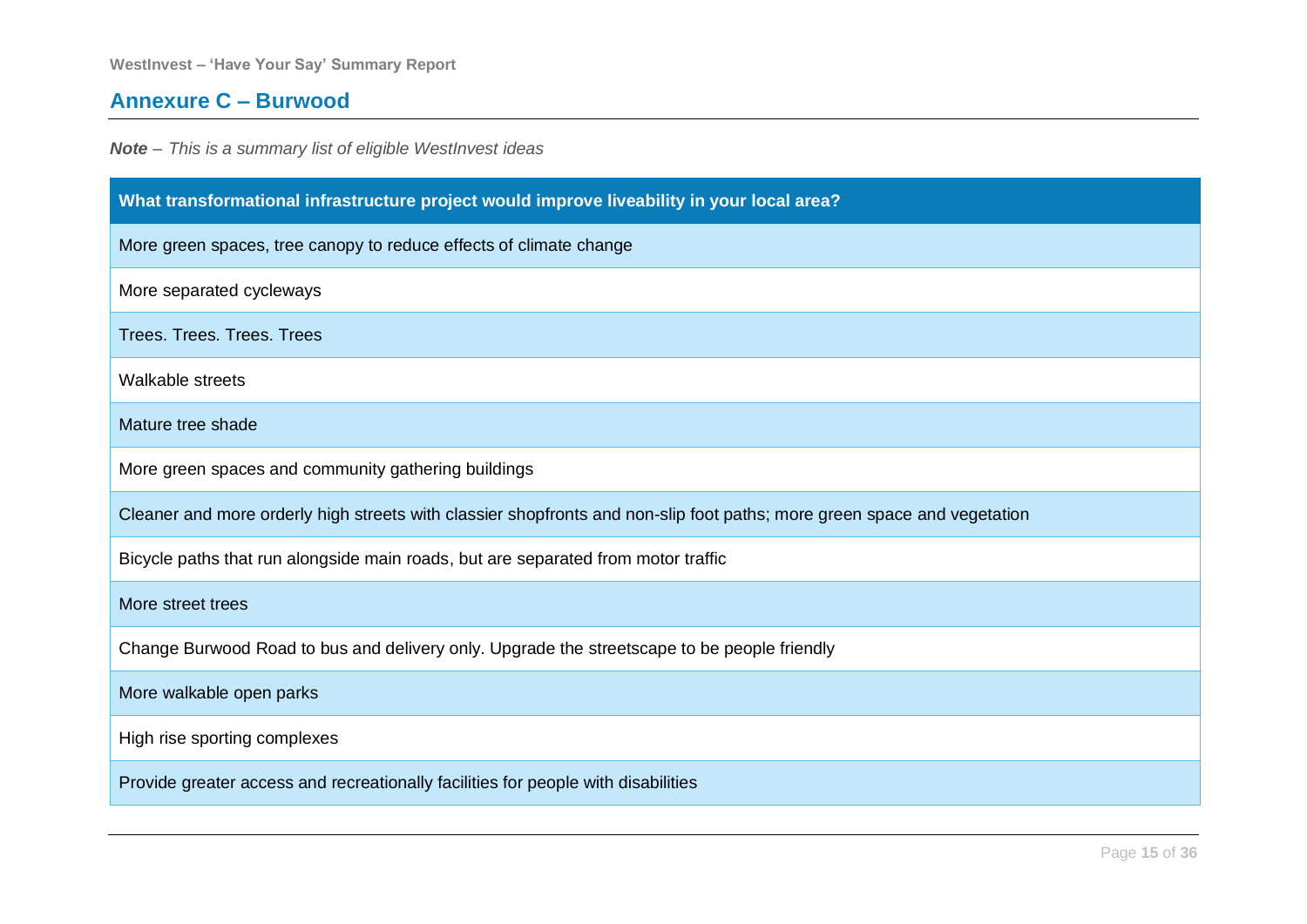## Annexure C – Burwood

***Note** – This is a summary list of eligible WestInvest ideas*

| What transformational infrastructure project would improve liveability in your local area? |
| --- |
| More green spaces, tree canopy to reduce effects of climate change |
| More separated cycleways |
| Trees. Trees. Trees. Trees |
| Walkable streets |
| Mature tree shade |
| More green spaces and community gathering buildings |
| Cleaner and more orderly high streets with classier shopfronts and non-slip foot paths; more green space and vegetation |
| Bicycle paths that run alongside main roads, but are separated from motor traffic |
| More street trees |
| Change Burwood Road to bus and delivery only. Upgrade the streetscape to be people friendly |
| More walkable open parks |
| High rise sporting complexes |
| Provide greater access and recreationally facilities for people with disabilities |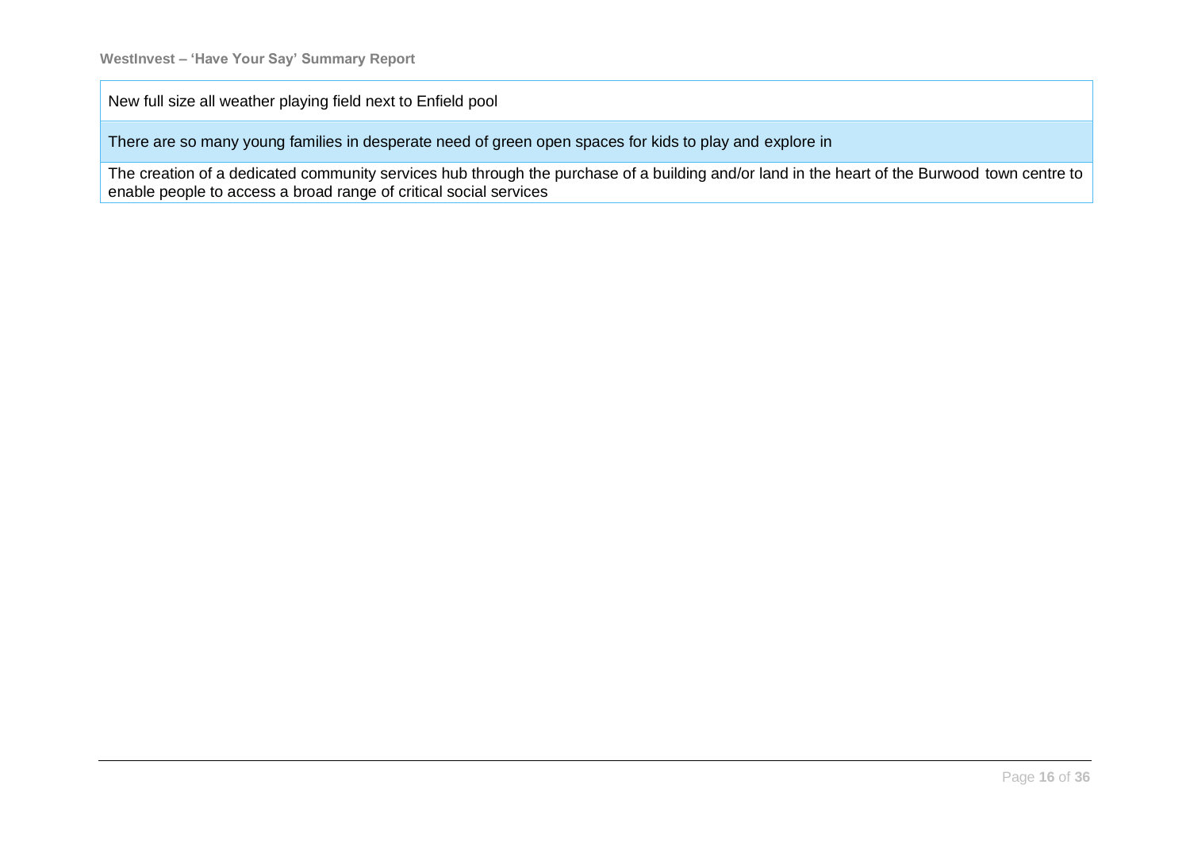| |
|---|
| New full size all weather playing field next to Enfield pool |
| There are so many young families in desperate need of green open spaces for kids to play and explore in |
| The creation of a dedicated community services hub through the purchase of a building and/or land in the heart of the Burwood town centre to enable people to access a broad range of critical social services |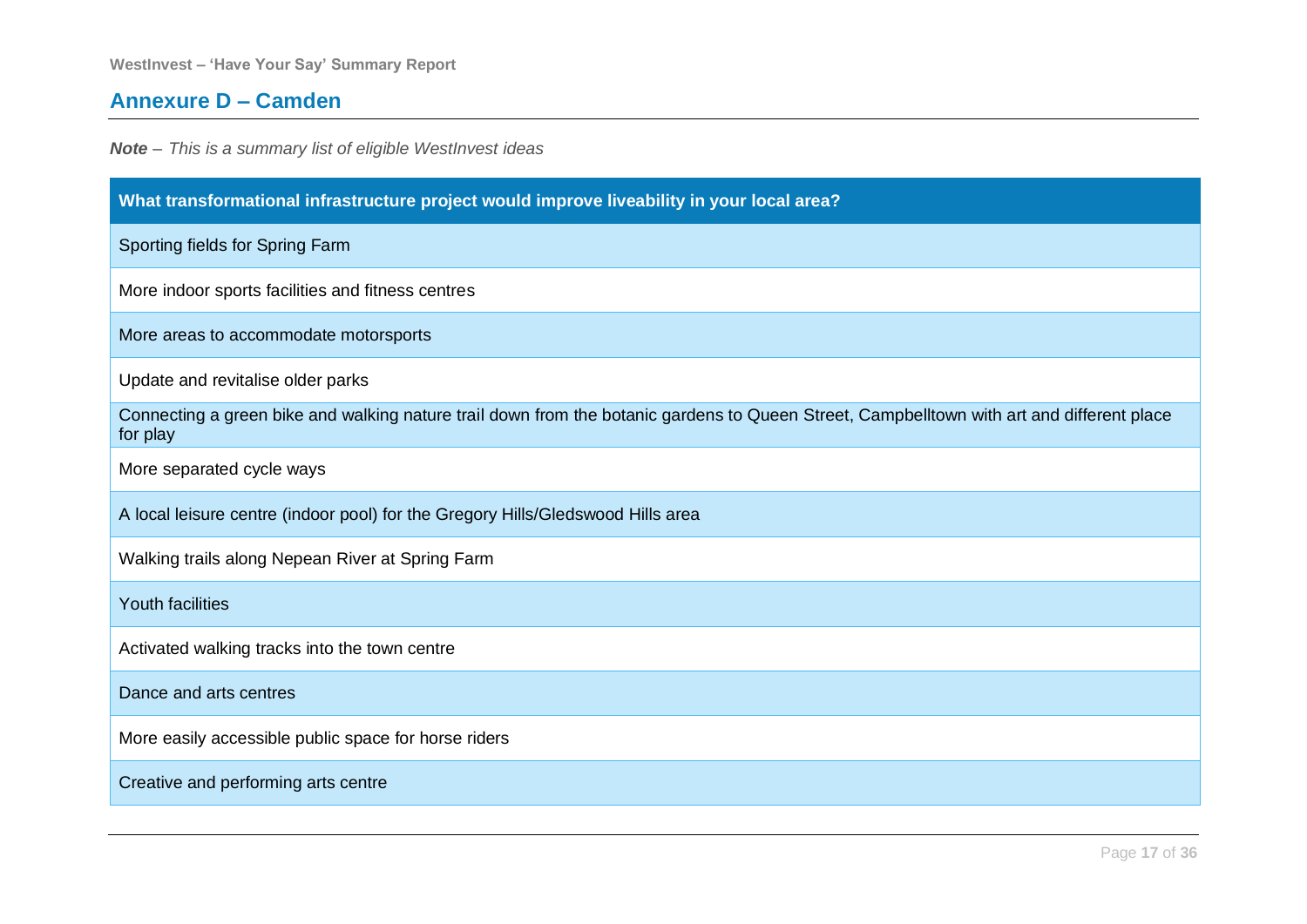## Annexure D – Camden

***Note** – This is a summary list of eligible WestInvest ideas*

| What transformational infrastructure project would improve liveability in your local area? |
| --- |
| Sporting fields for Spring Farm |
| More indoor sports facilities and fitness centres |
| More areas to accommodate motorsports |
| Update and revitalise older parks |
| Connecting a green bike and walking nature trail down from the botanic gardens to Queen Street, Campbelltown with art and different place for play |
| More separated cycle ways |
| A local leisure centre (indoor pool) for the Gregory Hills/Gledswood Hills area |
| Walking trails along Nepean River at Spring Farm |
| Youth facilities |
| Activated walking tracks into the town centre |
| Dance and arts centres |
| More easily accessible public space for horse riders |
| Creative and performing arts centre |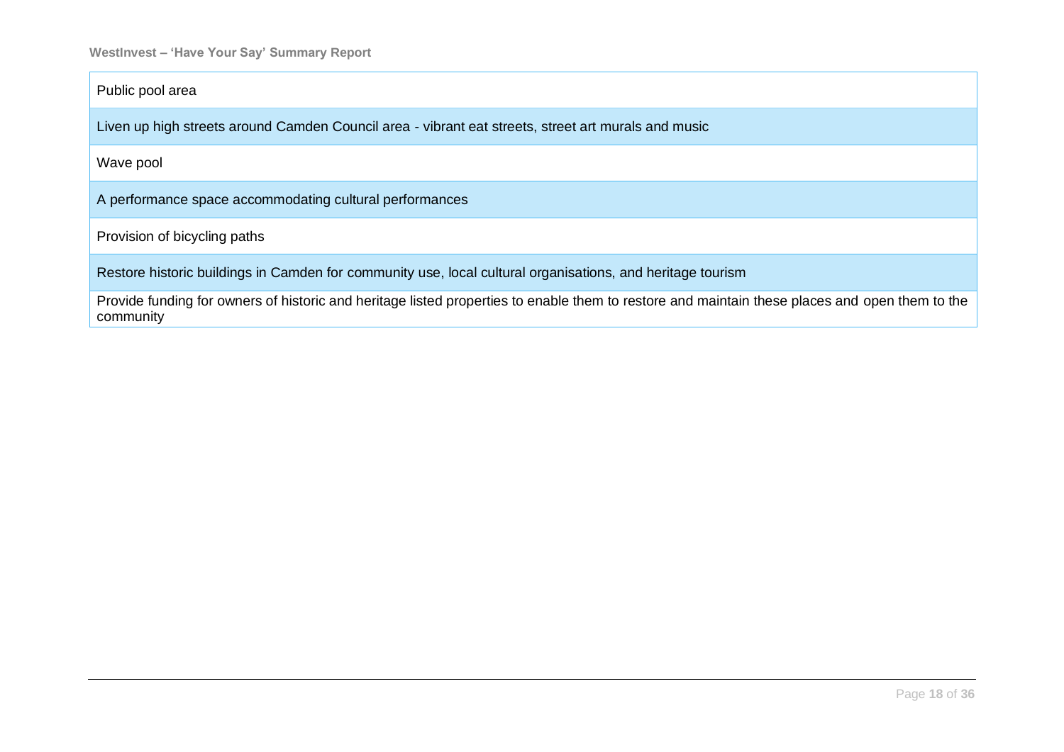| Public pool area |
|---|
| Liven up high streets around Camden Council area - vibrant eat streets, street art murals and music |
| Wave pool |
| A performance space accommodating cultural performances |
| Provision of bicycling paths |
| Restore historic buildings in Camden for community use, local cultural organisations, and heritage tourism |
| Provide funding for owners of historic and heritage listed properties to enable them to restore and maintain these places and open them to the community |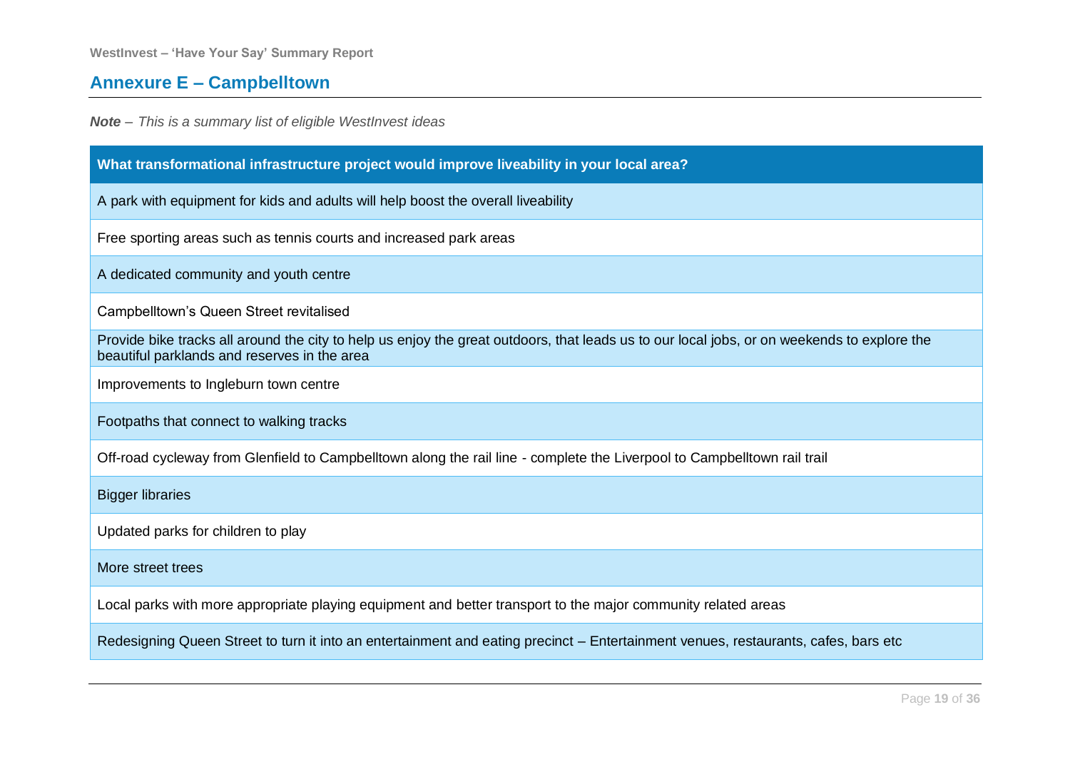## Annexure E – Campbelltown

***Note*** *– This is a summary list of eligible WestInvest ideas*

| What transformational infrastructure project would improve liveability in your local area? |
| --- |
| A park with equipment for kids and adults will help boost the overall liveability |
| Free sporting areas such as tennis courts and increased park areas |
| A dedicated community and youth centre |
| Campbelltown's Queen Street revitalised |
| Provide bike tracks all around the city to help us enjoy the great outdoors, that leads us to our local jobs, or on weekends to explore the beautiful parklands and reserves in the area |
| Improvements to Ingleburn town centre |
| Footpaths that connect to walking tracks |
| Off-road cycleway from Glenfield to Campbelltown along the rail line - complete the Liverpool to Campbelltown rail trail |
| Bigger libraries |
| Updated parks for children to play |
| More street trees |
| Local parks with more appropriate playing equipment and better transport to the major community related areas |
| Redesigning Queen Street to turn it into an entertainment and eating precinct – Entertainment venues, restaurants, cafes, bars etc |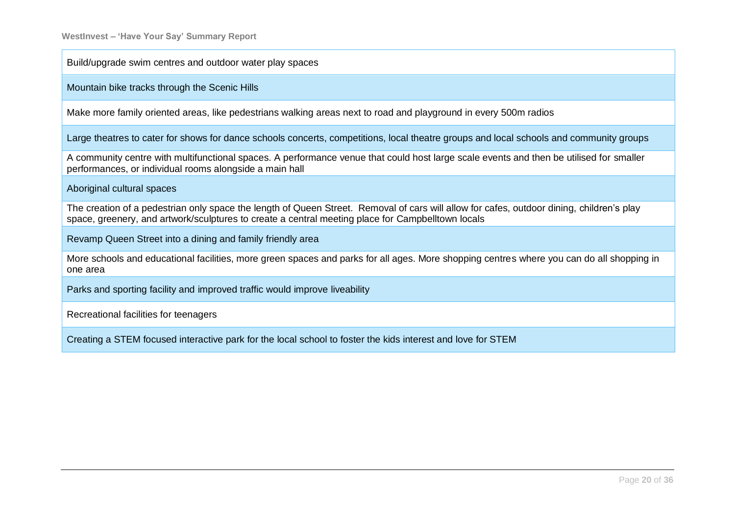| Build/upgrade swim centres and outdoor water play spaces |
| --- |
| Mountain bike tracks through the Scenic Hills |
| Make more family oriented areas, like pedestrians walking areas next to road and playground in every 500m radios |
| Large theatres to cater for shows for dance schools concerts, competitions, local theatre groups and local schools and community groups |
| A community centre with multifunctional spaces. A performance venue that could host large scale events and then be utilised for smaller performances, or individual rooms alongside a main hall |
| Aboriginal cultural spaces |
| The creation of a pedestrian only space the length of Queen Street. Removal of cars will allow for cafes, outdoor dining, children's play space, greenery, and artwork/sculptures to create a central meeting place for Campbelltown locals |
| Revamp Queen Street into a dining and family friendly area |
| More schools and educational facilities, more green spaces and parks for all ages. More shopping centres where you can do all shopping in one area |
| Parks and sporting facility and improved traffic would improve liveability |
| Recreational facilities for teenagers |
| Creating a STEM focused interactive park for the local school to foster the kids interest and love for STEM |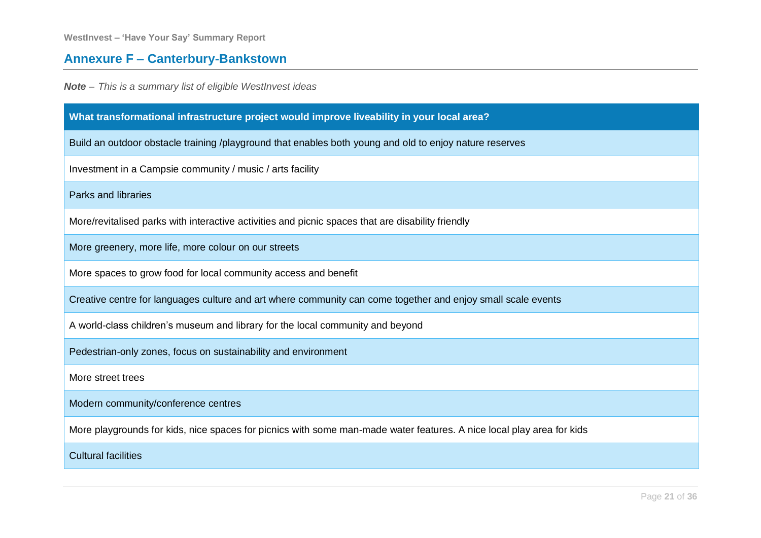## Annexure F – Canterbury-Bankstown

***Note** – This is a summary list of eligible WestInvest ideas*

| What transformational infrastructure project would improve liveability in your local area? |
|---|
| Build an outdoor obstacle training /playground that enables both young and old to enjoy nature reserves |
| Investment in a Campsie community / music / arts facility |
| Parks and libraries |
| More/revitalised parks with interactive activities and picnic spaces that are disability friendly |
| More greenery, more life, more colour on our streets |
| More spaces to grow food for local community access and benefit |
| Creative centre for languages culture and art where community can come together and enjoy small scale events |
| A world-class children's museum and library for the local community and beyond |
| Pedestrian-only zones, focus on sustainability and environment |
| More street trees |
| Modern community/conference centres |
| More playgrounds for kids, nice spaces for picnics with some man-made water features. A nice local play area for kids |
| Cultural facilities |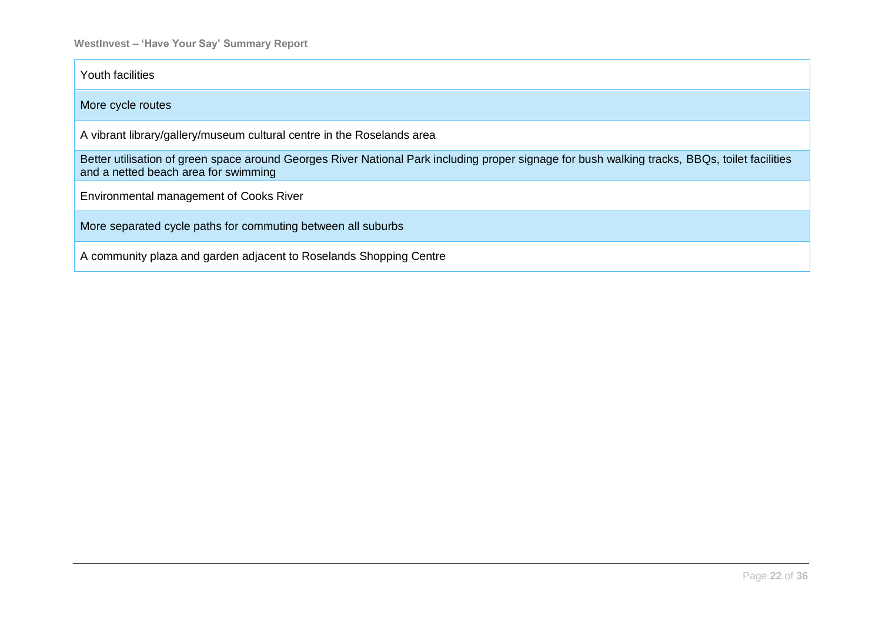| Youth facilities |
| --- |
| More cycle routes |
| A vibrant library/gallery/museum cultural centre in the Roselands area |
| Better utilisation of green space around Georges River National Park including proper signage for bush walking tracks, BBQs, toilet facilities and a netted beach area for swimming |
| Environmental management of Cooks River |
| More separated cycle paths for commuting between all suburbs |
| A community plaza and garden adjacent to Roselands Shopping Centre |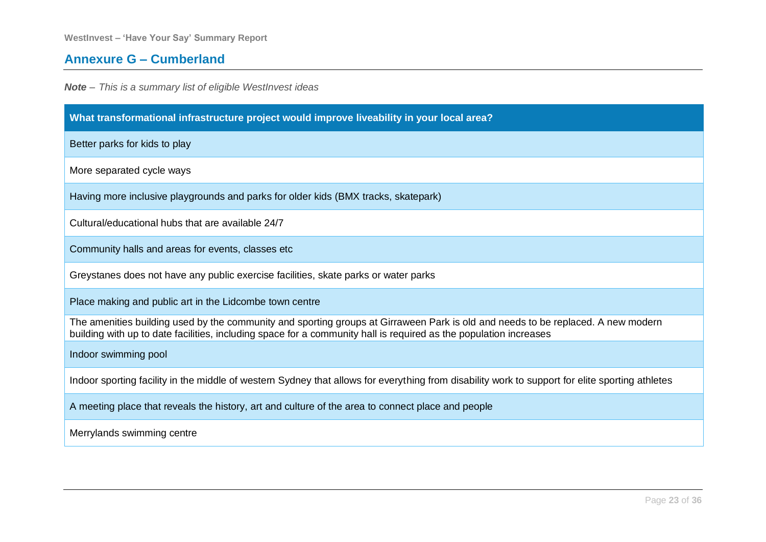## Annexure G – Cumberland

***Note** – This is a summary list of eligible WestInvest ideas*

| What transformational infrastructure project would improve liveability in your local area? |
|---|
| Better parks for kids to play |
| More separated cycle ways |
| Having more inclusive playgrounds and parks for older kids (BMX tracks, skatepark) |
| Cultural/educational hubs that are available 24/7 |
| Community halls and areas for events, classes etc |
| Greystanes does not have any public exercise facilities, skate parks or water parks |
| Place making and public art in the Lidcombe town centre |
| The amenities building used by the community and sporting groups at Girraween Park is old and needs to be replaced. A new modern building with up to date facilities, including space for a community hall is required as the population increases |
| Indoor swimming pool |
| Indoor sporting facility in the middle of western Sydney that allows for everything from disability work to support for elite sporting athletes |
| A meeting place that reveals the history, art and culture of the area to connect place and people |
| Merrylands swimming centre |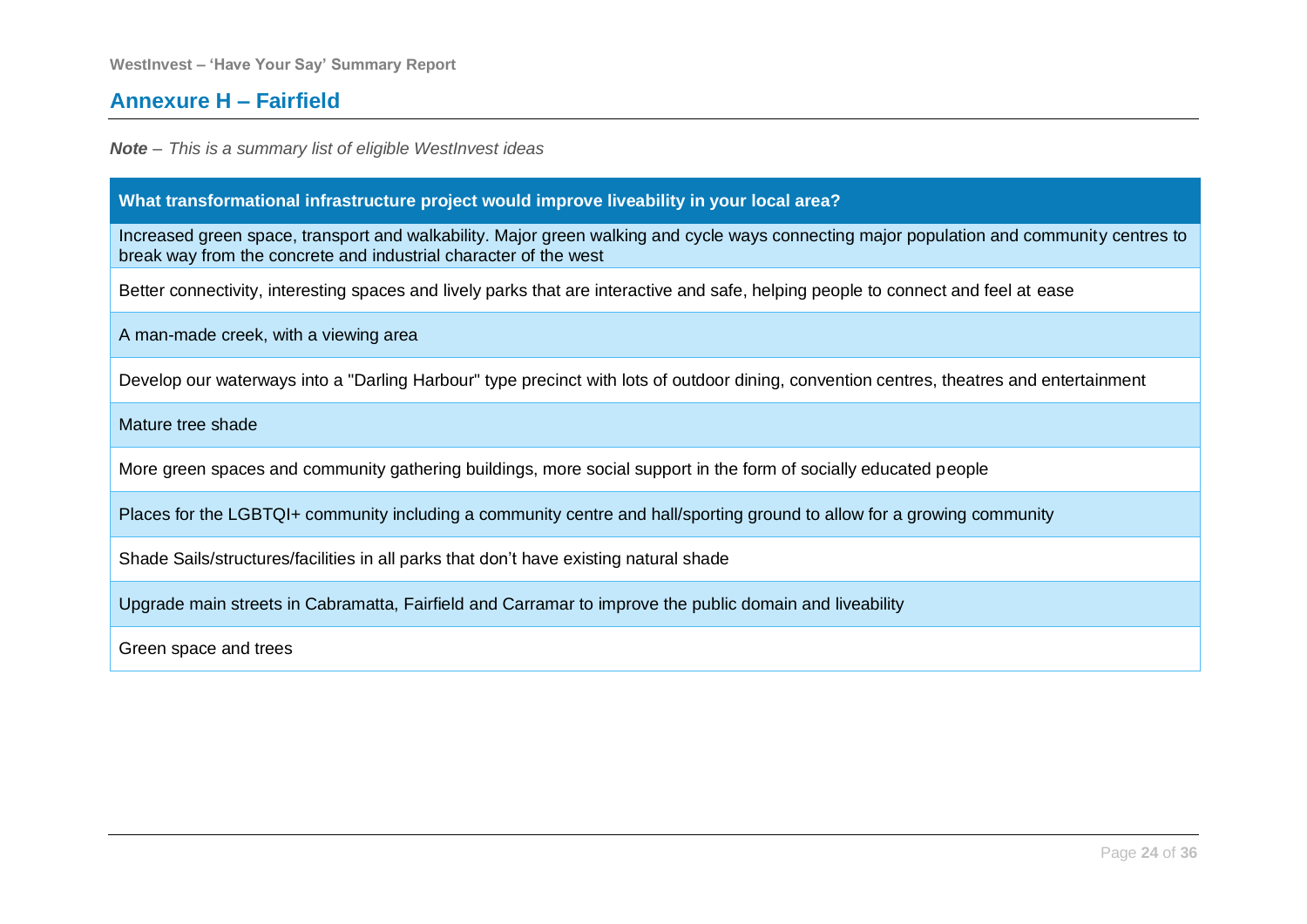## Annexure H – Fairfield

***Note** – This is a summary list of eligible WestInvest ideas*

| What transformational infrastructure project would improve liveability in your local area? |
|---|
| Increased green space, transport and walkability. Major green walking and cycle ways connecting major population and community centres to break way from the concrete and industrial character of the west |
| Better connectivity, interesting spaces and lively parks that are interactive and safe, helping people to connect and feel at ease |
| A man-made creek, with a viewing area |
| Develop our waterways into a "Darling Harbour" type precinct with lots of outdoor dining, convention centres, theatres and entertainment |
| Mature tree shade |
| More green spaces and community gathering buildings, more social support in the form of socially educated people |
| Places for the LGBTQI+ community including a community centre and hall/sporting ground to allow for a growing community |
| Shade Sails/structures/facilities in all parks that don't have existing natural shade |
| Upgrade main streets in Cabramatta, Fairfield and Carramar to improve the public domain and liveability |
| Green space and trees |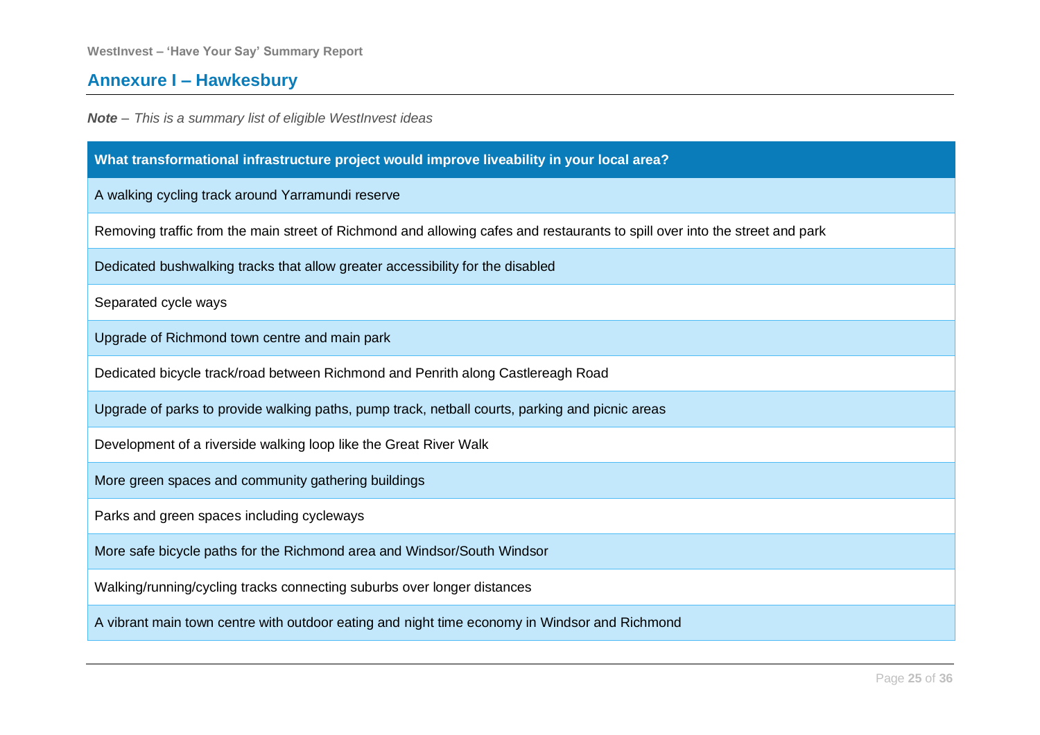## Annexure I – Hawkesbury

***Note*** *– This is a summary list of eligible WestInvest ideas*

| What transformational infrastructure project would improve liveability in your local area? |
|---|
| A walking cycling track around Yarramundi reserve |
| Removing traffic from the main street of Richmond and allowing cafes and restaurants to spill over into the street and park |
| Dedicated bushwalking tracks that allow greater accessibility for the disabled |
| Separated cycle ways |
| Upgrade of Richmond town centre and main park |
| Dedicated bicycle track/road between Richmond and Penrith along Castlereagh Road |
| Upgrade of parks to provide walking paths, pump track, netball courts, parking and picnic areas |
| Development of a riverside walking loop like the Great River Walk |
| More green spaces and community gathering buildings |
| Parks and green spaces including cycleways |
| More safe bicycle paths for the Richmond area and Windsor/South Windsor |
| Walking/running/cycling tracks connecting suburbs over longer distances |
| A vibrant main town centre with outdoor eating and night time economy in Windsor and Richmond |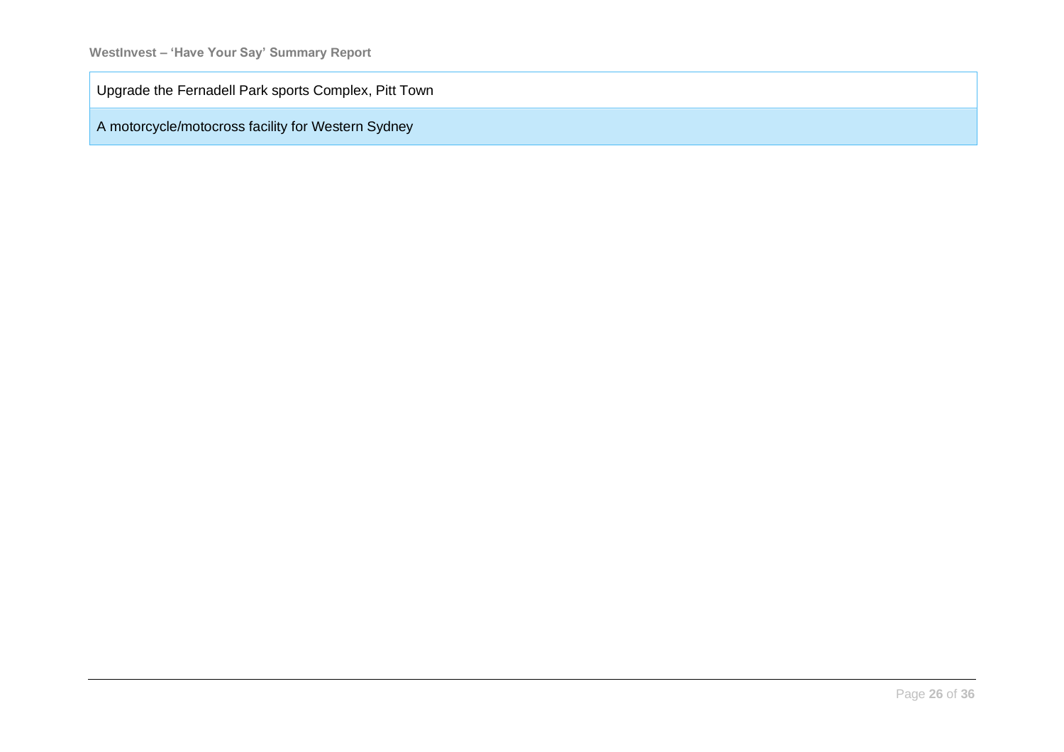| |
|---|
| Upgrade the Fernadell Park sports Complex, Pitt Town |
| A motorcycle/motocross facility for Western Sydney |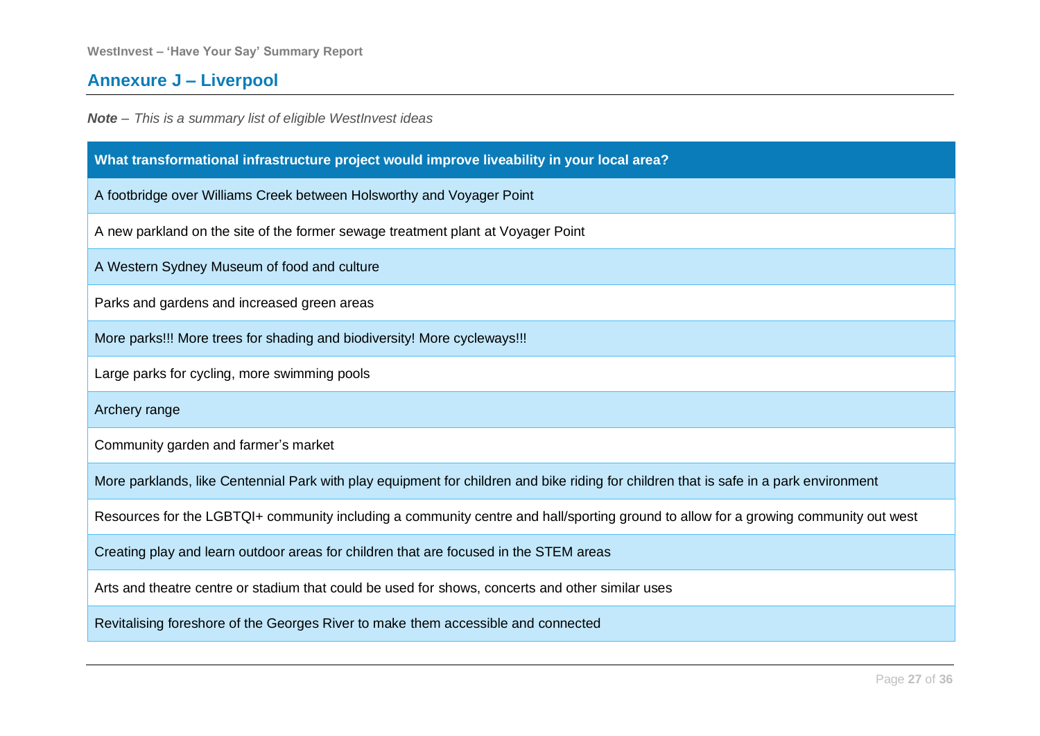## Annexure J – Liverpool

***Note** – This is a summary list of eligible WestInvest ideas*

| What transformational infrastructure project would improve liveability in your local area? |
|---|
| A footbridge over Williams Creek between Holsworthy and Voyager Point |
| A new parkland on the site of the former sewage treatment plant at Voyager Point |
| A Western Sydney Museum of food and culture |
| Parks and gardens and increased green areas |
| More parks!!! More trees for shading and biodiversity! More cycleways!!! |
| Large parks for cycling, more swimming pools |
| Archery range |
| Community garden and farmer's market |
| More parklands, like Centennial Park with play equipment for children and bike riding for children that is safe in a park environment |
| Resources for the LGBTQI+ community including a community centre and hall/sporting ground to allow for a growing community out west |
| Creating play and learn outdoor areas for children that are focused in the STEM areas |
| Arts and theatre centre or stadium that could be used for shows, concerts and other similar uses |
| Revitalising foreshore of the Georges River to make them accessible and connected |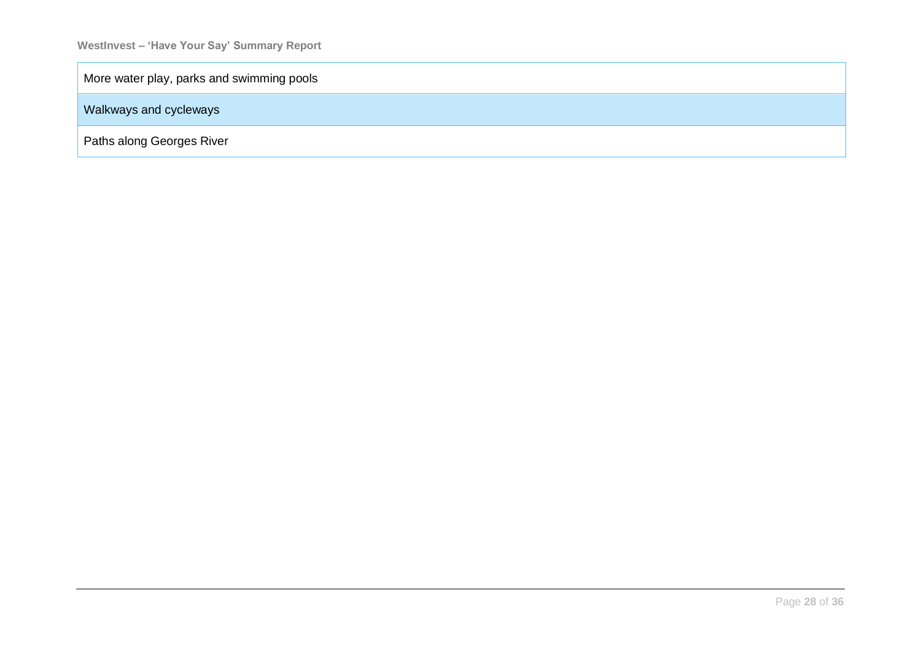| More water play, parks and swimming pools |
| --- |
| Walkways and cycleways |
| Paths along Georges River |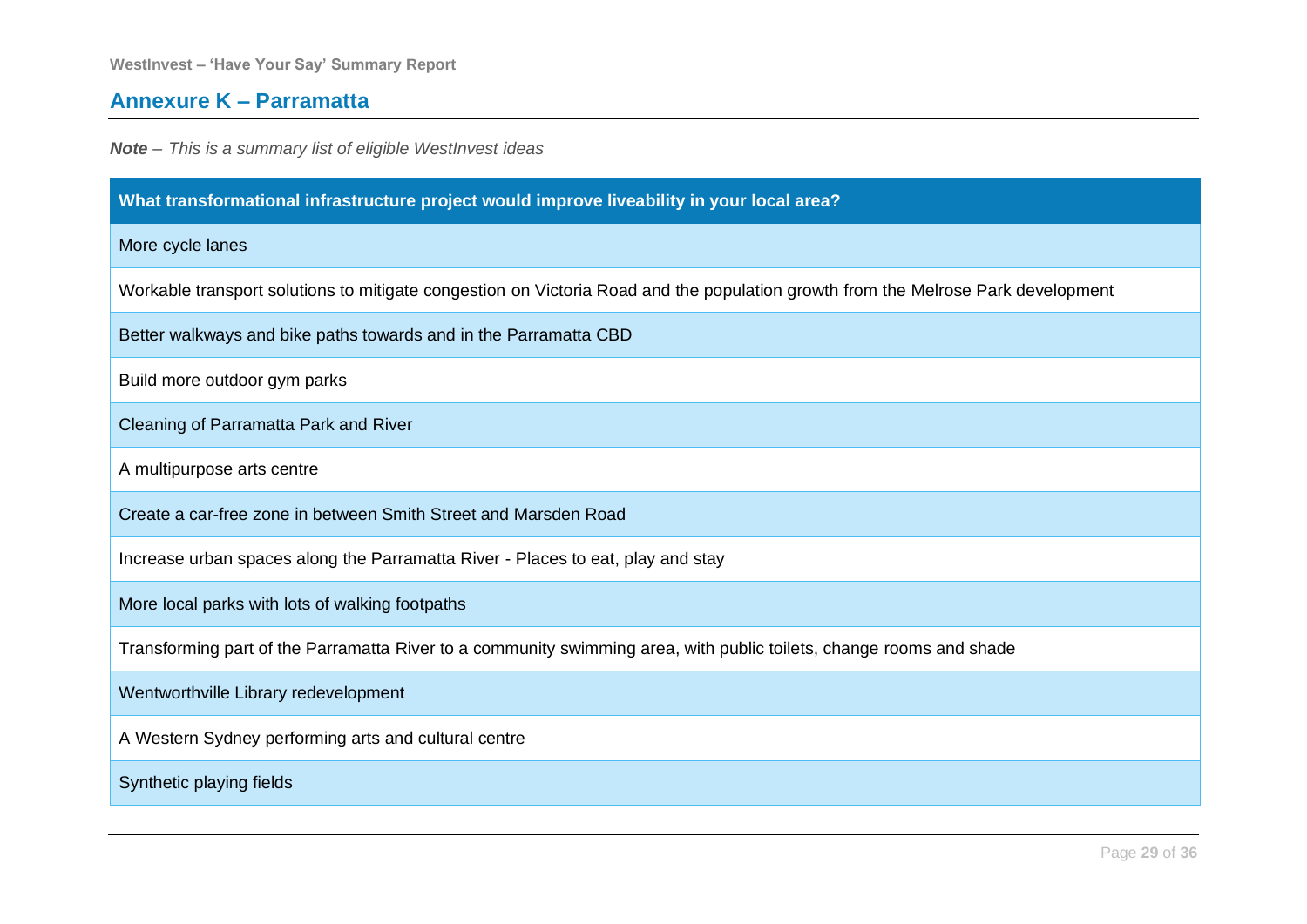## Annexure K – Parramatta

***Note*** *– This is a summary list of eligible WestInvest ideas*

| What transformational infrastructure project would improve liveability in your local area? |
|---|
| More cycle lanes |
| Workable transport solutions to mitigate congestion on Victoria Road and the population growth from the Melrose Park development |
| Better walkways and bike paths towards and in the Parramatta CBD |
| Build more outdoor gym parks |
| Cleaning of Parramatta Park and River |
| A multipurpose arts centre |
| Create a car-free zone in between Smith Street and Marsden Road |
| Increase urban spaces along the Parramatta River - Places to eat, play and stay |
| More local parks with lots of walking footpaths |
| Transforming part of the Parramatta River to a community swimming area, with public toilets, change rooms and shade |
| Wentworthville Library redevelopment |
| A Western Sydney performing arts and cultural centre |
| Synthetic playing fields |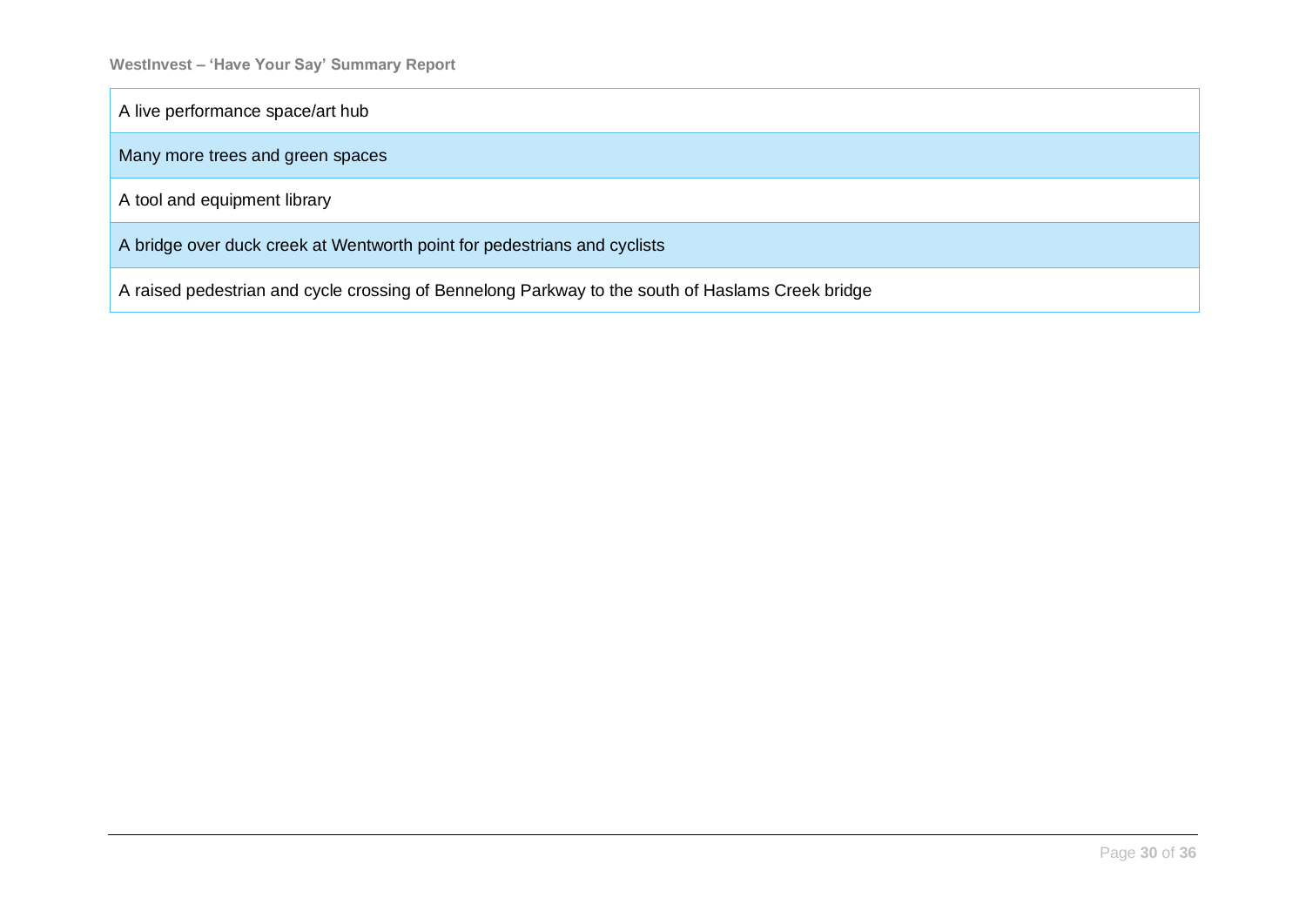| A live performance space/art hub |
|---|
| Many more trees and green spaces |
| A tool and equipment library |
| A bridge over duck creek at Wentworth point for pedestrians and cyclists |
| A raised pedestrian and cycle crossing of Bennelong Parkway to the south of Haslams Creek bridge |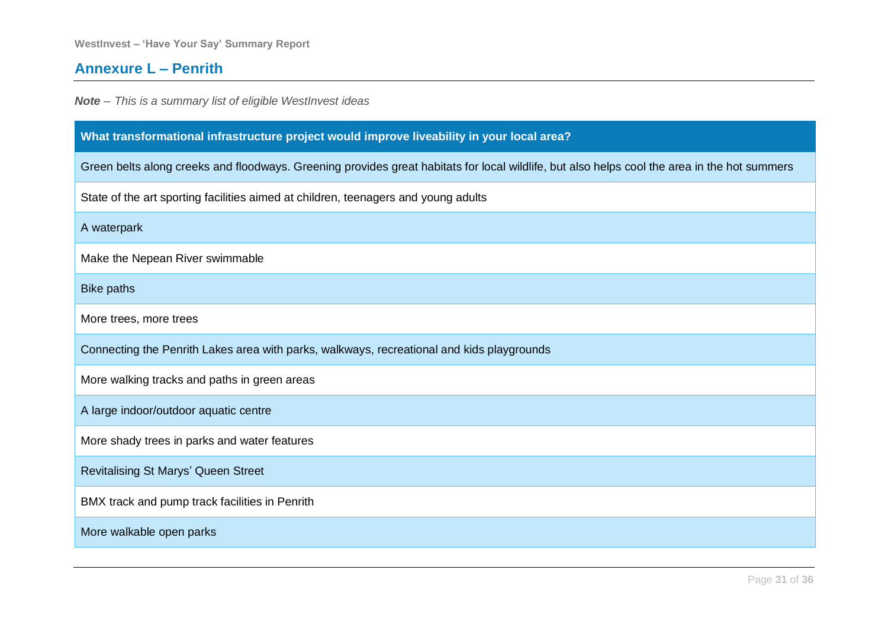## Annexure L – Penrith

***Note** – This is a summary list of eligible WestInvest ideas*

| What transformational infrastructure project would improve liveability in your local area? |
| --- |
| Green belts along creeks and floodways. Greening provides great habitats for local wildlife, but also helps cool the area in the hot summers |
| State of the art sporting facilities aimed at children, teenagers and young adults |
| A waterpark |
| Make the Nepean River swimmable |
| Bike paths |
| More trees, more trees |
| Connecting the Penrith Lakes area with parks, walkways, recreational and kids playgrounds |
| More walking tracks and paths in green areas |
| A large indoor/outdoor aquatic centre |
| More shady trees in parks and water features |
| Revitalising St Marys' Queen Street |
| BMX track and pump track facilities in Penrith |
| More walkable open parks |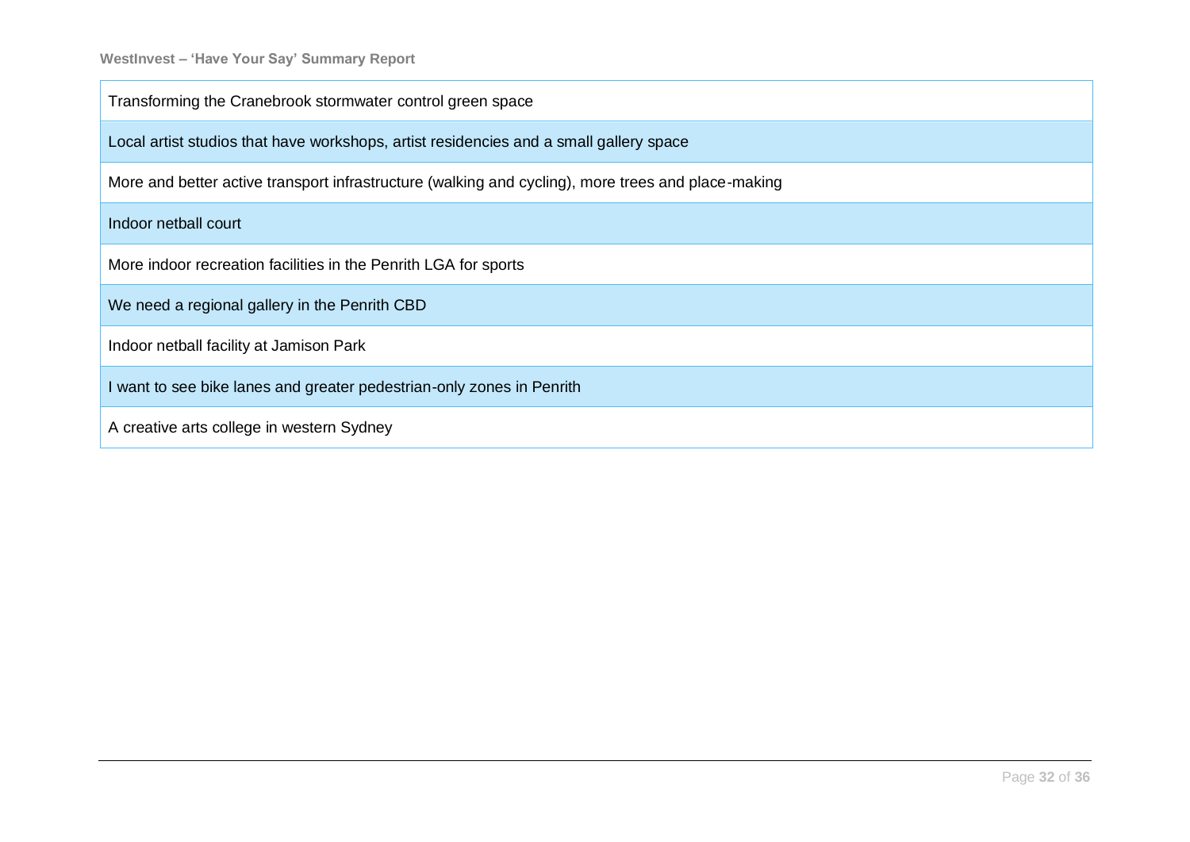| Transforming the Cranebrook stormwater control green space |
| --- |
| Local artist studios that have workshops, artist residencies and a small gallery space |
| More and better active transport infrastructure (walking and cycling), more trees and place-making |
| Indoor netball court |
| More indoor recreation facilities in the Penrith LGA for sports |
| We need a regional gallery in the Penrith CBD |
| Indoor netball facility at Jamison Park |
| I want to see bike lanes and greater pedestrian-only zones in Penrith |
| A creative arts college in western Sydney |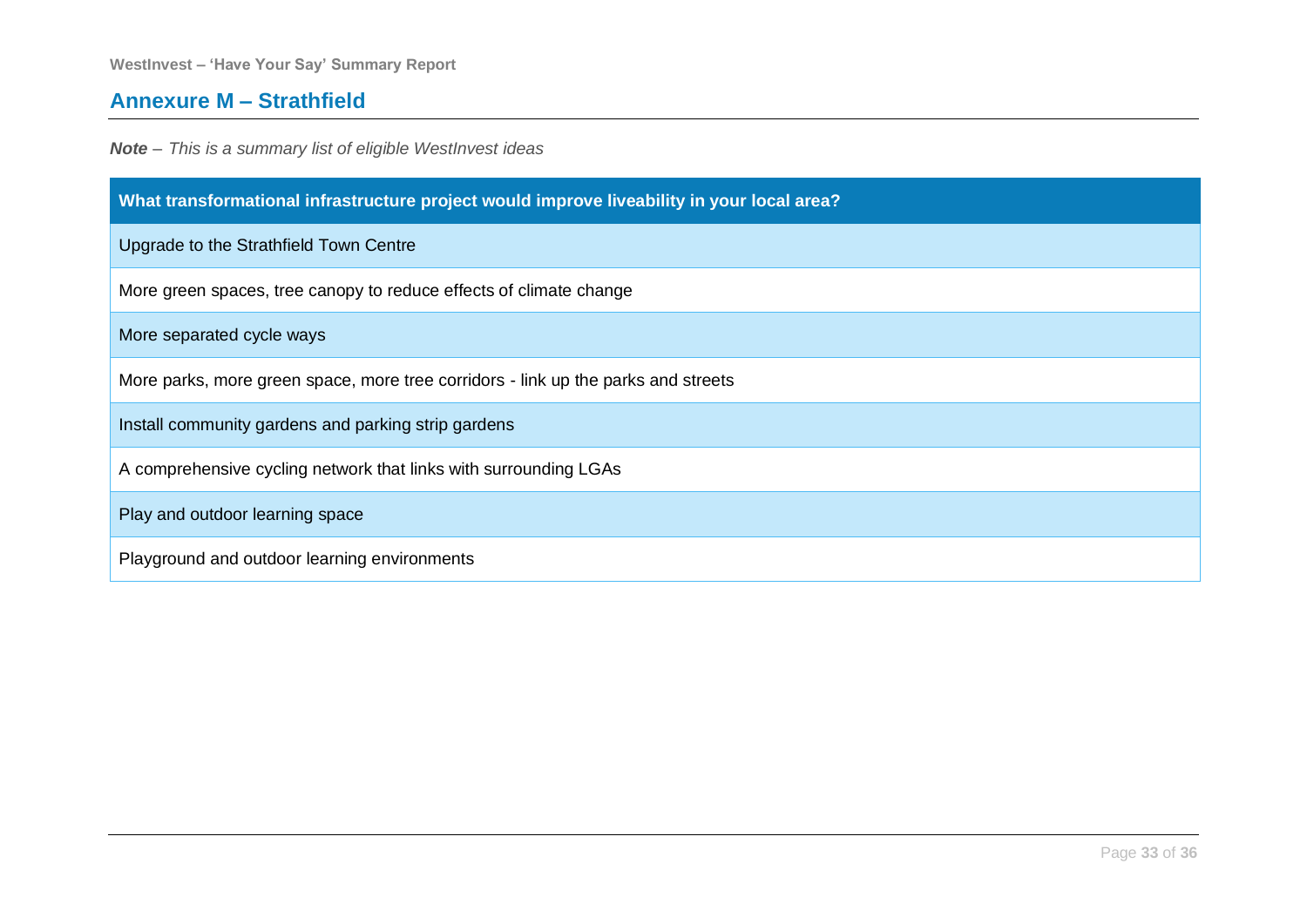## Annexure M – Strathfield

***Note** – This is a summary list of eligible WestInvest ideas*

| What transformational infrastructure project would improve liveability in your local area? |
| --- |
| Upgrade to the Strathfield Town Centre |
| More green spaces, tree canopy to reduce effects of climate change |
| More separated cycle ways |
| More parks, more green space, more tree corridors - link up the parks and streets |
| Install community gardens and parking strip gardens |
| A comprehensive cycling network that links with surrounding LGAs |
| Play and outdoor learning space |
| Playground and outdoor learning environments |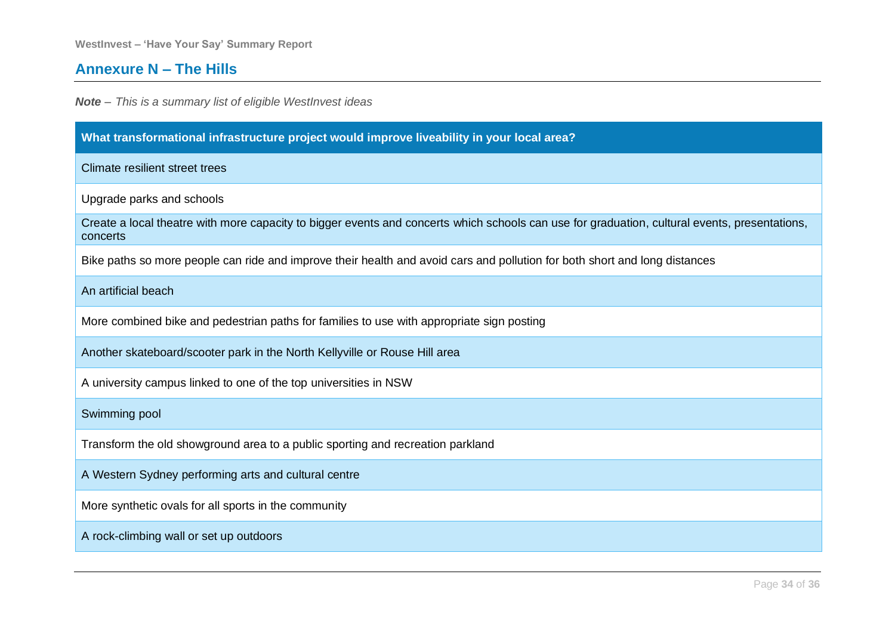## Annexure N – The Hills

***Note*** *– This is a summary list of eligible WestInvest ideas*

| What transformational infrastructure project would improve liveability in your local area? |
| --- |
| Climate resilient street trees |
| Upgrade parks and schools |
| Create a local theatre with more capacity to bigger events and concerts which schools can use for graduation, cultural events, presentations, concerts |
| Bike paths so more people can ride and improve their health and avoid cars and pollution for both short and long distances |
| An artificial beach |
| More combined bike and pedestrian paths for families to use with appropriate sign posting |
| Another skateboard/scooter park in the North Kellyville or Rouse Hill area |
| A university campus linked to one of the top universities in NSW |
| Swimming pool |
| Transform the old showground area to a public sporting and recreation parkland |
| A Western Sydney performing arts and cultural centre |
| More synthetic ovals for all sports in the community |
| A rock-climbing wall or set up outdoors |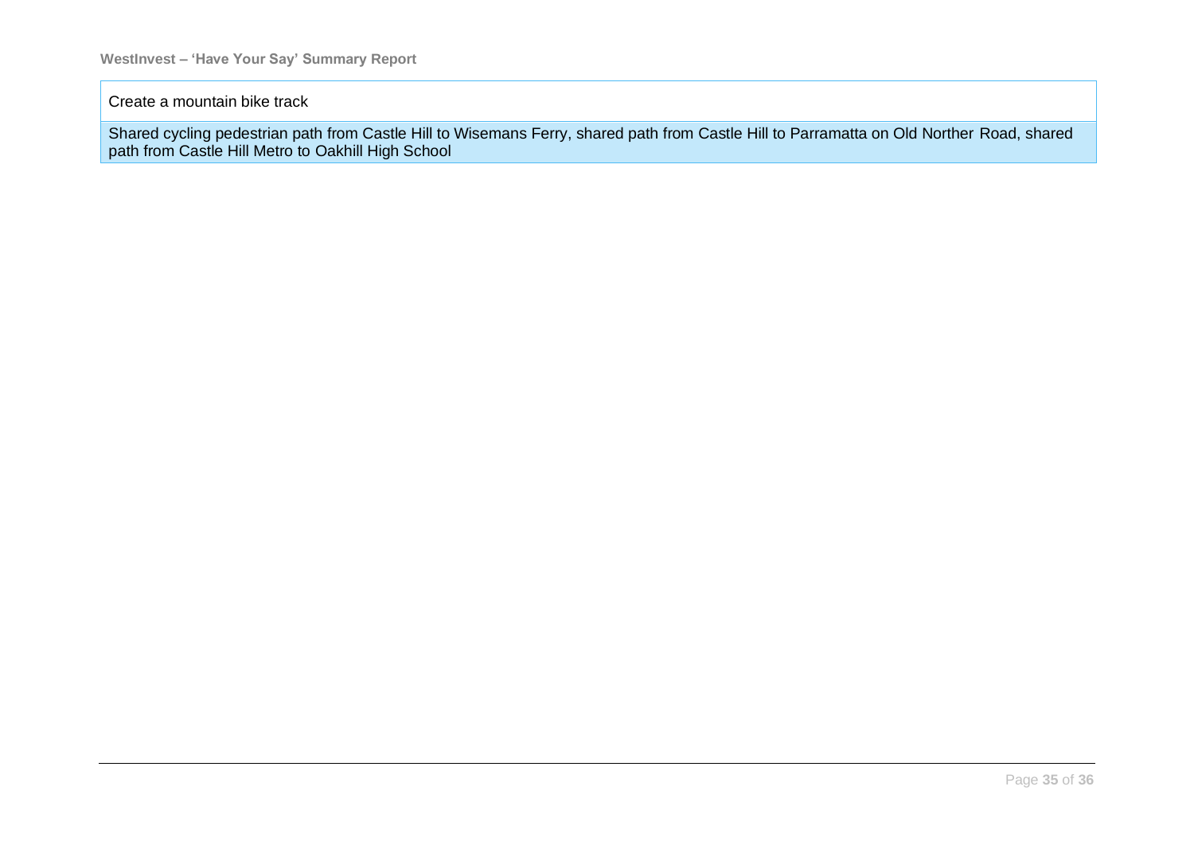| Create a mountain bike track |
|---|
| Shared cycling pedestrian path from Castle Hill to Wisemans Ferry, shared path from Castle Hill to Parramatta on Old Norther Road, shared path from Castle Hill Metro to Oakhill High School |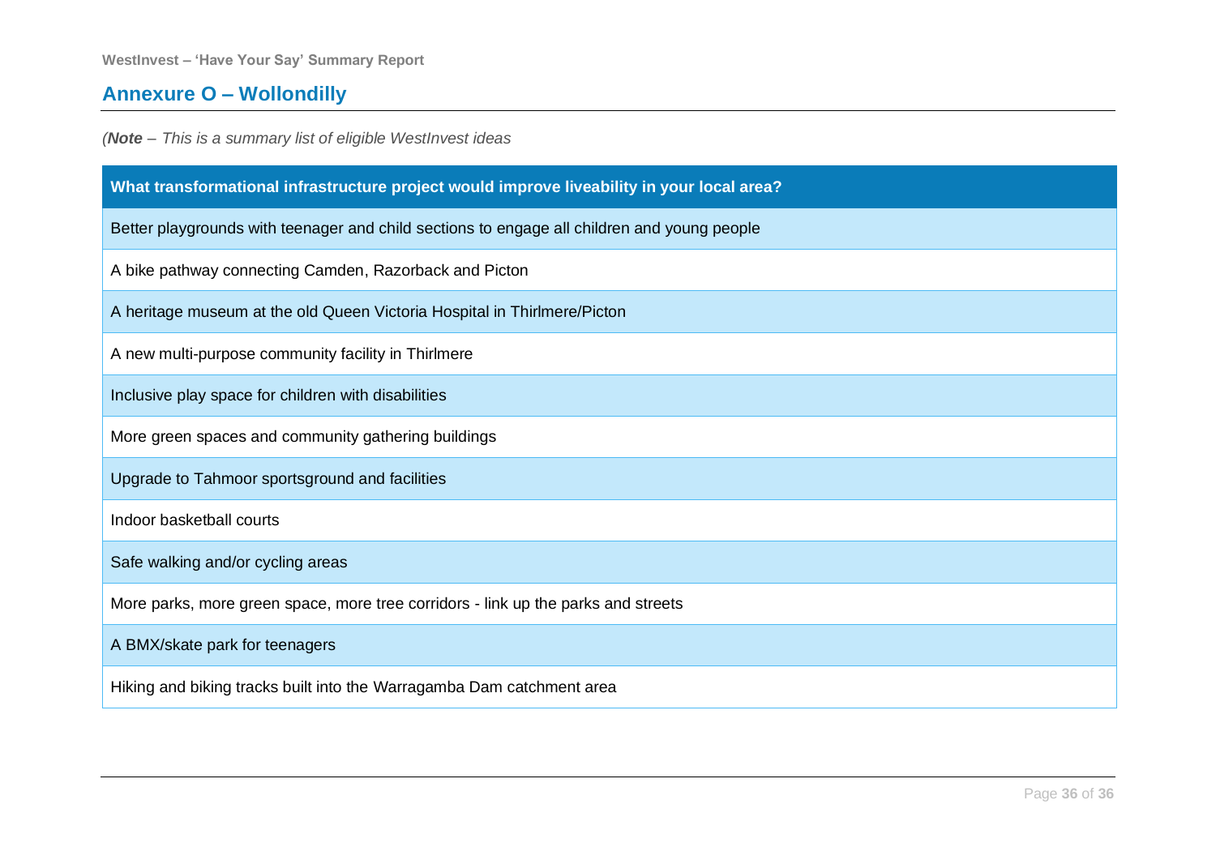## Annexure O – Wollondilly

*(**Note** – This is a summary list of eligible WestInvest ideas*

| What transformational infrastructure project would improve liveability in your local area? |
|---|
| Better playgrounds with teenager and child sections to engage all children and young people |
| A bike pathway connecting Camden, Razorback and Picton |
| A heritage museum at the old Queen Victoria Hospital in Thirlmere/Picton |
| A new multi-purpose community facility in Thirlmere |
| Inclusive play space for children with disabilities |
| More green spaces and community gathering buildings |
| Upgrade to Tahmoor sportsground and facilities |
| Indoor basketball courts |
| Safe walking and/or cycling areas |
| More parks, more green space, more tree corridors - link up the parks and streets |
| A BMX/skate park for teenagers |
| Hiking and biking tracks built into the Warragamba Dam catchment area |